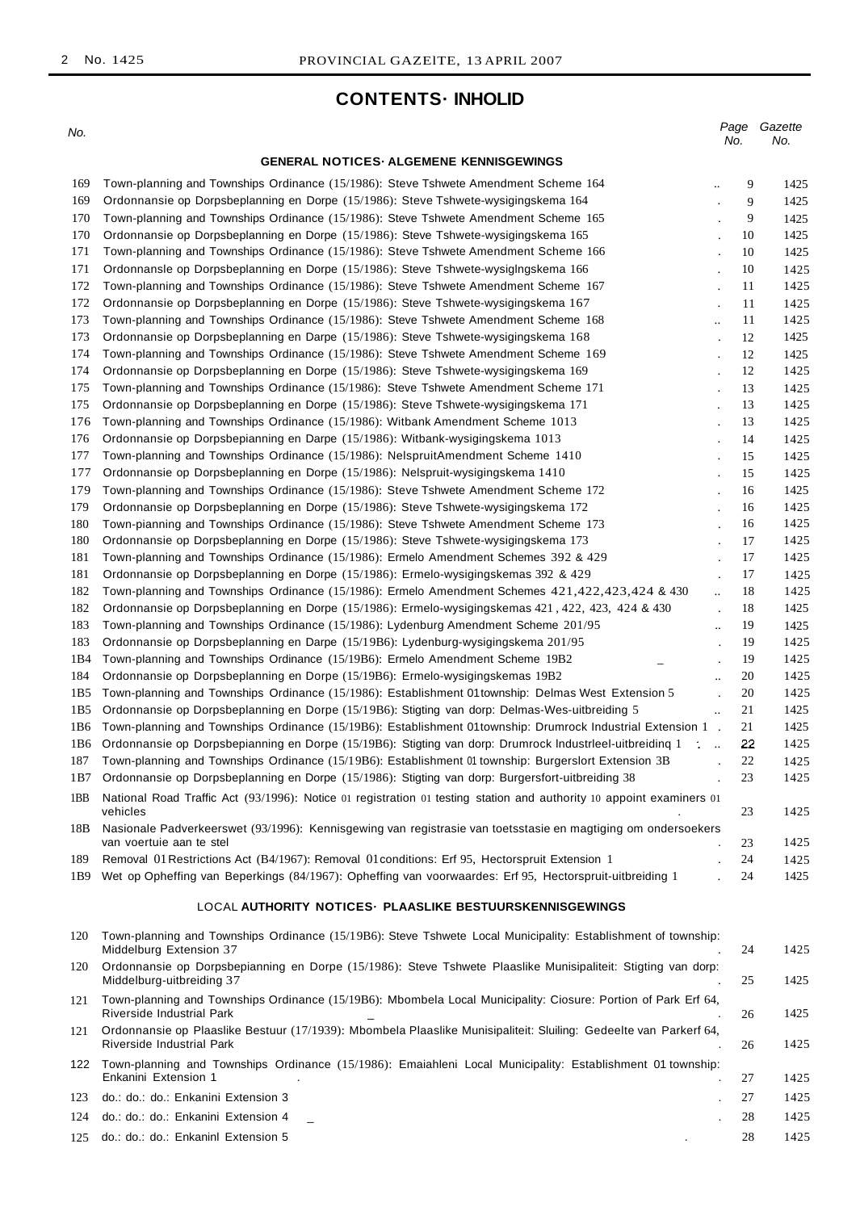# CONTENTS · INHOLID

| No. | | Page No. | Gazette No. |
|---|---|---|---|
| | **GENERAL NOTICES · ALGEMENE KENNISGEWINGS** | | |
| 169 | Town-planning and Townships Ordinance (15/1986): Steve Tshwete Amendment Scheme 164 | 9 | 1425 |
| 169 | Ordonnansie op Dorpsbeplanning en Dorpe (15/1986): Steve Tshwete-wysigingskema 164 | 9 | 1425 |
| 170 | Town-planning and Townships Ordinance (15/1986): Steve Tshwete Amendment Scheme 165 | 9 | 1425 |
| 170 | Ordonnansie op Dorpsbeplanning en Dorpe (15/1986): Steve Tshwete-wysigingskema 165 | 10 | 1425 |
| 171 | Town-planning and Townships Ordinance (15/1986): Steve Tshwete Amendment Scheme 166 | 10 | 1425 |
| 171 | Ordonnansle op Dorpsbeplanning en Dorpe (15/1986): Steve Tshwete-wysiglngskema 166 | 10 | 1425 |
| 172 | Town-planning and Townships Ordinance (15/1986): Steve Tshwete Amendment Scheme 167 | 11 | 1425 |
| 172 | Ordonnansie op Dorpsbeplanning en Dorpe (15/1986): Steve Tshwete-wysigingskema 167 | 11 | 1425 |
| 173 | Town-planning and Townships Ordinance (15/1986): Steve Tshwete Amendment Scheme 168 | 11 | 1425 |
| 173 | Ordonnansie op Dorpsbeplanning en Darpe (15/1986): Steve Tshwete-wysigingskema 168 | 12 | 1425 |
| 174 | Town-planning and Townships Ordinance (15/1986): Steve Tshwete Amendment Scheme 169 | 12 | 1425 |
| 174 | Ordonnansie op Dorpsbeplanning en Dorpe (15/1986): Steve Tshwete-wysigingskema 169 | 12 | 1425 |
| 175 | Town-planning and Townships Ordinance (15/1986): Steve Tshwete Amendment Scheme 171 | 13 | 1425 |
| 175 | Ordonnansie op Dorpsbeplanning en Dorpe (15/1986): Steve Tshwete-wysigingskema 171 | 13 | 1425 |
| 176 | Town-planning and Townships Ordinance (15/1986): Witbank Amendment Scheme 1013 | 13 | 1425 |
| 176 | Ordonnansie op Dorpsbepianning en Darpe (15/1986): Witbank-wysigingskema 1013 | 14 | 1425 |
| 177 | Town-planning and Townships Ordinance (15/1986): NelspruitAmendment Scheme 1410 | 15 | 1425 |
| 177 | Ordonnansie op Dorpsbeplanning en Dorpe (15/1986): Nelspruit-wysigingskema 1410 | 15 | 1425 |
| 179 | Town-planning and Townships Ordinance (15/1986): Steve Tshwete Amendment Scheme 172 | 16 | 1425 |
| 179 | Ordonnansie op Dorpsbeplanning en Dorpe (15/1986): Steve Tshwete-wysigingskema 172 | 16 | 1425 |
| 180 | Town-pianning and Townships Ordinance (15/1986): Steve Tshwete Amendment Scheme 173 | 16 | 1425 |
| 180 | Ordonnansie op Dorpsbeplanning en Dorpe (15/1986): Steve Tshwete-wysigingskema 173 | 17 | 1425 |
| 181 | Town-planning and Townships Ordinance (15/1986): Ermelo Amendment Schemes 392 & 429 | 17 | 1425 |
| 181 | Ordonnansie op Dorpsbeplanning en Dorpe (15/1986): Ermelo-wysigingskemas 392 & 429 | 17 | 1425 |
| 182 | Town-planning and Townships Ordinance (15/1986): Ermelo Amendment Schemes 421,422,423,424 & 430 | 18 | 1425 |
| 182 | Ordonnansie op Dorpsbeplanning en Dorpe (15/1986): Ermelo-wysigingskemas 421 , 422, 423, 424 & 430 | 18 | 1425 |
| 183 | Town-planning and Townships Ordinance (15/1986): Lydenburg Amendment Scheme 201/95 | 19 | 1425 |
| 183 | Ordonnansie op Dorpsbeplanning en Darpe (15/19B6): Lydenburg-wysigingskema 201/95 | 19 | 1425 |
| 1B4 | Town-planning and Townships Ordinance (15/19B6): Ermelo Amendment Scheme 19B2 | 19 | 1425 |
| 184 | Ordonnansie op Dorpsbeplanning en Dorpe (15/19B6): Ermelo-wysigingskemas 19B2 | 20 | 1425 |
| 1B5 | Town-planning and Townships Ordinance (15/1986): Establishment 01township: Delmas West Extension 5 | 20 | 1425 |
| 1B5 | Ordonnansie op Dorpsbeplanning en Dorpe (15/19B6): Stigting van dorp: Delmas-Wes-uitbreiding 5 | 21 | 1425 |
| 1B6 | Town-planning and Townships Ordinance (15/19B6): Establishment 01township: Drumrock Industrial Extension 1 | 21 | 1425 |
| 1B6 | Ordonnansie op Dorpsbepianning en Dorpe (15/19B6): Stigting van dorp: Drumrock lndustrleel-uitbreidinq 1 | 22 | 1425 |
| 187 | Town-planning and Townships Ordinance (15/19B6): Establishment 01 township: Burgerslort Extension 3B | 22 | 1425 |
| 1B7 | Ordonnansie op Dorpsbeplanning en Dorpe (15/1986): Stigting van dorp: Burgersfort-uitbreiding 38 | 23 | 1425 |
| 1BB | National Road Traffic Act (93/1996): Notice 01 registration 01 testing station and authority 10 appoint examiners 01 vehicles | 23 | 1425 |
| 18B | Nasionale Padverkeerswet (93/1996): Kennisgewing van registrasie van toetsstasie en magtiging om ondersoekers van voertuie aan te stel | 23 | 1425 |
| 189 | Removal 01 Restrictions Act (B4/1967): Removal 01 conditions: Erf 95, Hectorspruit Extension 1 | 24 | 1425 |
| 1B9 | Wet op Opheffing van Beperkings (84/1967): Opheffing van voorwaardes: Erf 95, Hectorspruit-uitbreiding 1 | 24 | 1425 |
| | **LOCAL AUTHORITY NOTICES · PLAASLIKE BESTUURSKENNISGEWINGS** | | |
| 120 | Town-planning and Townships Ordinance (15/19B6): Steve Tshwete Local Municipality: Establishment of township: Middelburg Extension 37 | 24 | 1425 |
| 120 | Ordonnansie op Dorpsbepianning en Dorpe (15/1986): Steve Tshwete Plaaslike Munisipaliteit: Stigting van dorp: Middelburg-uitbreiding 37 | 25 | 1425 |
| 121 | Town-planning and Townships Ordinance (15/19B6): Mbombela Local Municipality: Ciosure: Portion of Park Erf 64, Riverside Industrial Park | 26 | 1425 |
| 121 | Ordonnansie op Plaaslike Bestuur (17/1939): Mbombela Plaaslike Munisipaliteit: Sluiling: Gedeelte van Parkerf 64, Riverside Industrial Park | 26 | 1425 |
| 122 | Town-planning and Townships Ordinance (15/1986): Emaiahleni Local Municipality: Establishment 01 township: Enkanini Extension 1 | 27 | 1425 |
| 123 | do.: do.: do.: Enkanini Extension 3 | 27 | 1425 |
| 124 | do.: do.: do.: Enkanini Extension 4 | 28 | 1425 |
| 125 | do.: do.: do.: Enkaninl Extension 5 | 28 | 1425 |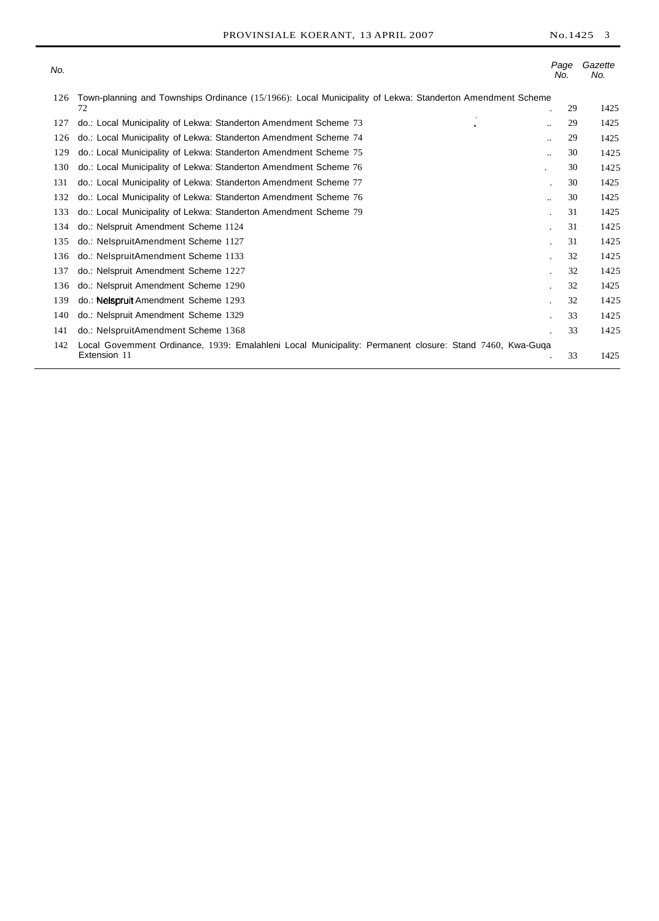| No. | | Page No. | Gazette No. |
|---|---|---|---|
| 126 | Town-planning and Townships Ordinance (15/1966): Local Municipality of Lekwa: Standerton Amendment Scheme 72 | 29 | 1425 |
| 127 | do.: Local Municipality of Lekwa: Standerton Amendment Scheme 73 | 29 | 1425 |
| 126 | do.: Local Municipality of Lekwa: Standerton Amendment Scheme 74 | 29 | 1425 |
| 129 | do.: Local Municipality of Lekwa: Standerton Amendment Scheme 75 | 30 | 1425 |
| 130 | do.: Local Municipality of Lekwa: Standerton Amendment Scheme 76 | 30 | 1425 |
| 131 | do.: Local Municipality of Lekwa: Standerton Amendment Scheme 77 | 30 | 1425 |
| 132 | do.: Local Municipality of Lekwa: Standerton Amendment Scheme 76 | 30 | 1425 |
| 133 | do.: Local Municipality of Lekwa: Standerton Amendment Scheme 79 | 31 | 1425 |
| 134 | do.: Nelspruit Amendment Scheme 1124 | 31 | 1425 |
| 135 | do.: NelspruitAmendment Scheme 1127 | 31 | 1425 |
| 136 | do.: NelspruitAmendment Scheme 1133 | 32 | 1425 |
| 137 | do.: Nelspruit Amendment Scheme 1227 | 32 | 1425 |
| 136 | do.: Nelspruit Amendment Scheme 1290 | 32 | 1425 |
| 139 | do.: Nelspruit Amendment Scheme 1293 | 32 | 1425 |
| 140 | do.: Nelspruit Amendment Scheme 1329 | 33 | 1425 |
| 141 | do.: NelspruitAmendment Scheme 1368 | 33 | 1425 |
| 142 | Local Govemment Ordinance, 1939: Emalahleni Local Municipality: Permanent closure: Stand 7460, Kwa-Guqa Extension 11 | 33 | 1425 |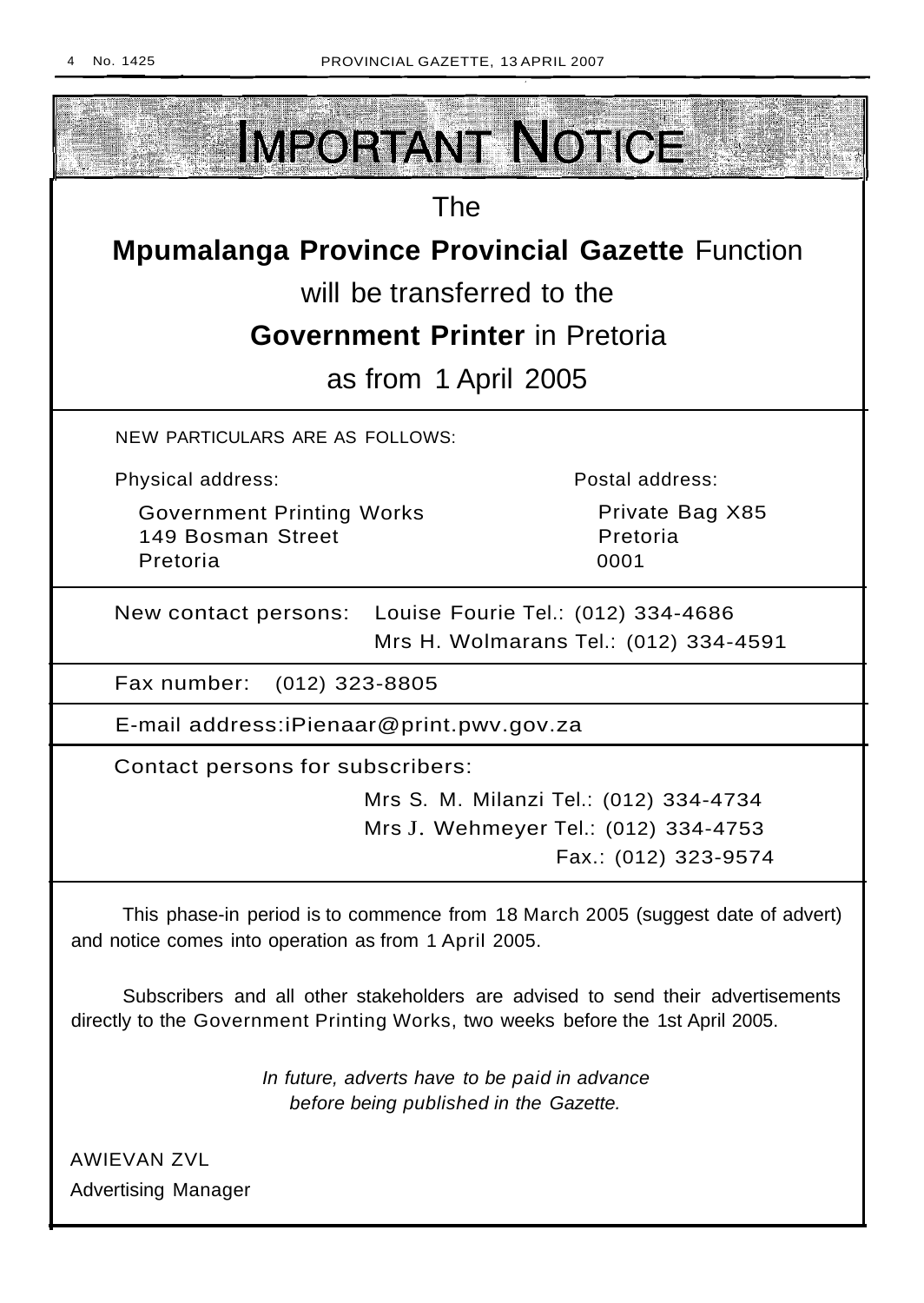# IMPORTANT NOTICE

The

**Mpumalanga Province Provincial Gazette** Function

will be transferred to the

**Government Printer** in Pretoria

as from 1 April 2005

NEW PARTICULARS ARE AS FOLLOWS:

Physical address:

Government Printing Works
149 Bosman Street
Pretoria

Postal address:

Private Bag X85
Pretoria
0001

New contact persons: Louise Fourie Tel.: (012) 334-4686
Mrs H. Wolmarans Tel.: (012) 334-4591

Fax number: (012) 323-8805

E-mail address:iPienaar@print.pwv.gov.za

Contact persons for subscribers:

Mrs S. M. Milanzi Tel.: (012) 334-4734
Mrs J. Wehmeyer Tel.: (012) 334-4753
Fax.: (012) 323-9574

This phase-in period is to commence from 18 March 2005 (suggest date of advert) and notice comes into operation as from 1 April 2005.

Subscribers and all other stakeholders are advised to send their advertisements directly to the Government Printing Works, two weeks before the 1st April 2005.

*In future, adverts have to be paid in advance before being published in the Gazette.*

AWIEVAN ZVL
Advertising Manager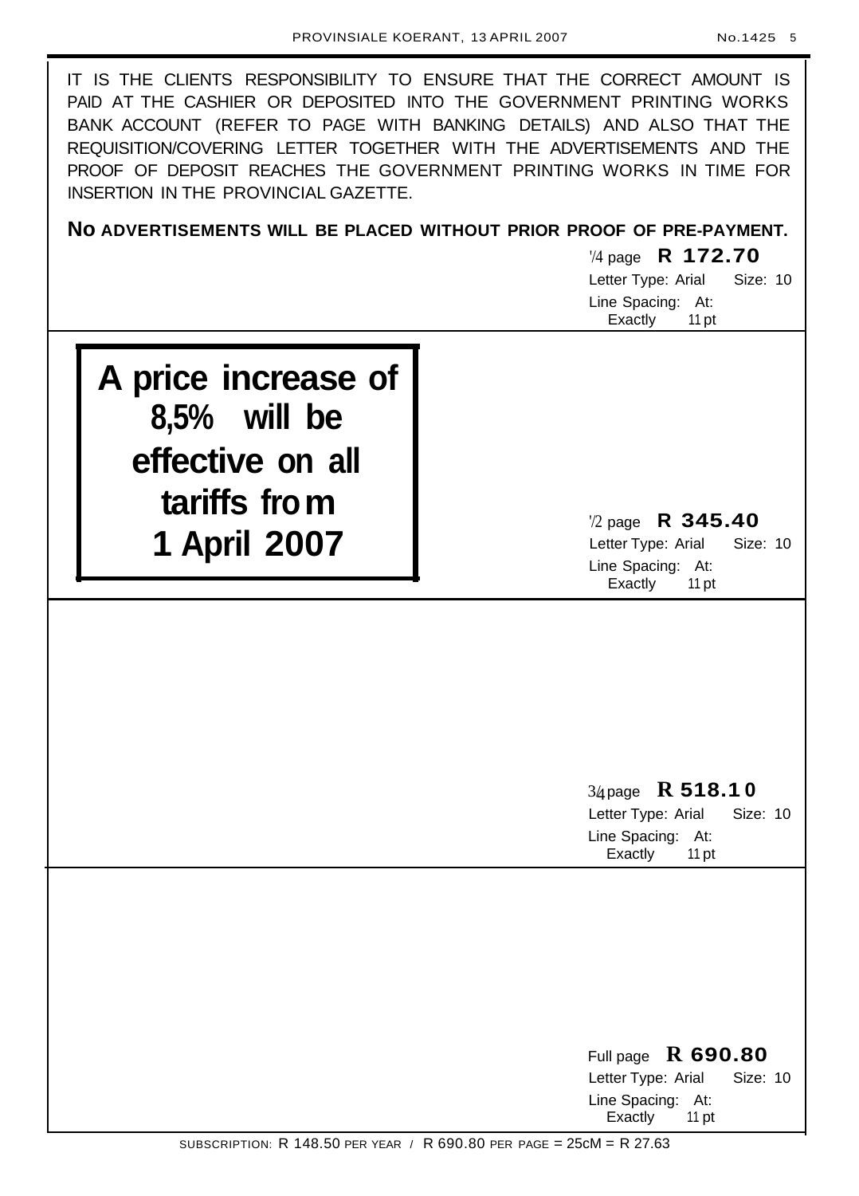IT IS THE CLIENTS RESPONSIBILITY TO ENSURE THAT THE CORRECT AMOUNT IS PAID AT THE CASHIER OR DEPOSITED INTO THE GOVERNMENT PRINTING WORKS BANK ACCOUNT (REFER TO PAGE WITH BANKING DETAILS) AND ALSO THAT THE REQUISITION/COVERING LETTER TOGETHER WITH THE ADVERTISEMENTS AND THE PROOF OF DEPOSIT REACHES THE GOVERNMENT PRINTING WORKS IN TIME FOR INSERTION IN THE PROVINCIAL GAZETTE.

**NO ADVERTISEMENTS WILL BE PLACED WITHOUT PRIOR PROOF OF PRE-PAYMENT.**

¼ page **R 172.70**
Letter Type: Arial Size: 10
Line Spacing: At: Exactly 11 pt

**A price increase of 8,5% will be effective on all tariffs from 1 April 2007**

½ page **R 345.40**
Letter Type: Arial Size: 10
Line Spacing: At: Exactly 11 pt

¾ page **R 518.10**
Letter Type: Arial Size: 10
Line Spacing: At: Exactly 11 pt

Full page **R 690.80**
Letter Type: Arial Size: 10
Line Spacing: At: Exactly 11 pt

SUBSCRIPTION: R 148.50 PER YEAR / R 690.80 PER PAGE = 25cM = R 27.63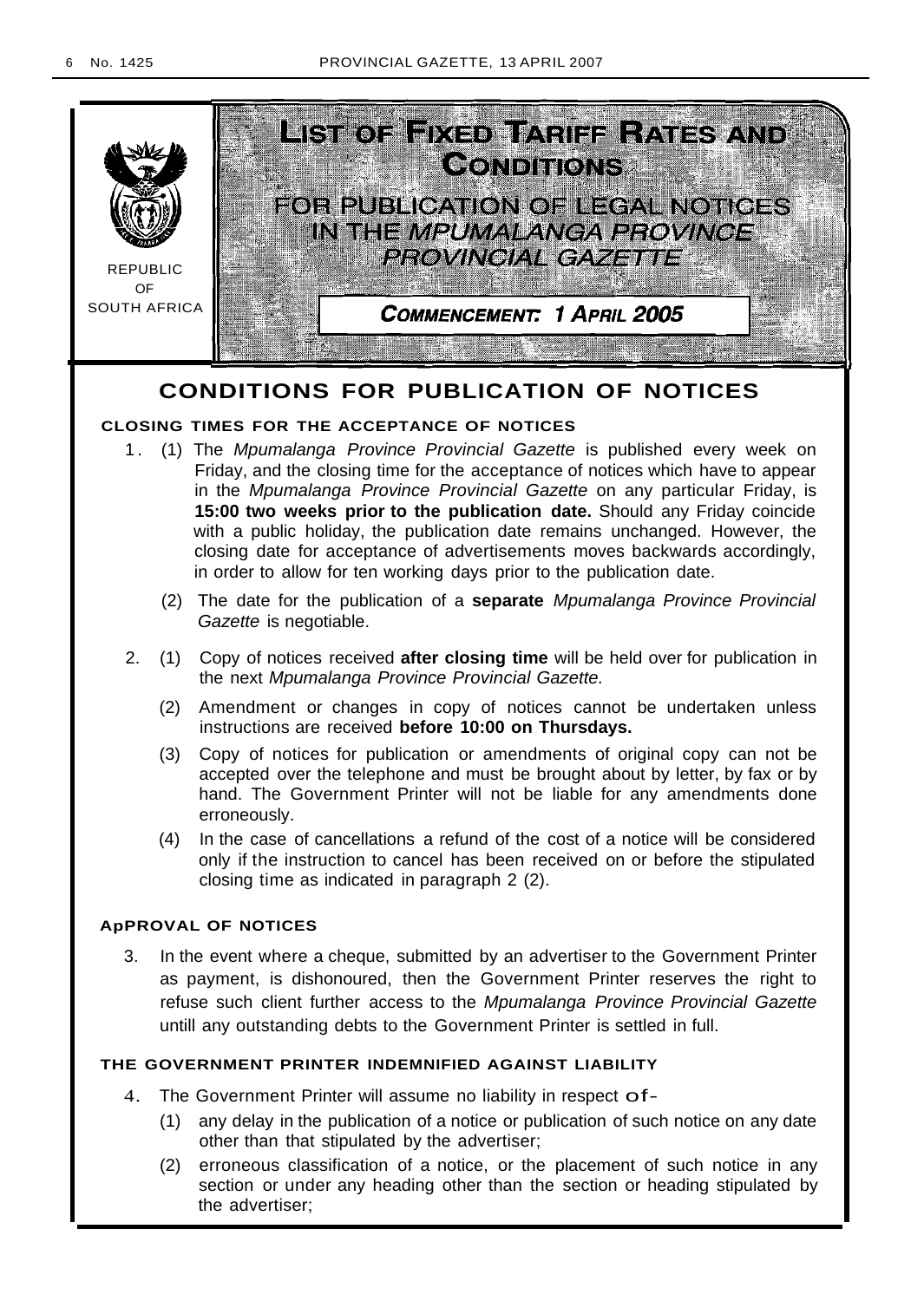REPUBLIC OF SOUTH AFRICA

# LIST OF FIXED TARIFF RATES AND CONDITIONS

## FOR PUBLICATION OF LEGAL NOTICES IN THE *MPUMALANGA PROVINCE PROVINCIAL GAZETTE*

**COMMENCEMENT: 1 APRIL 2005**

## CONDITIONS FOR PUBLICATION OF NOTICES

### CLOSING TIMES FOR THE ACCEPTANCE OF NOTICES

1. (1) The *Mpumalanga Province Provincial Gazette* is published every week on Friday, and the closing time for the acceptance of notices which have to appear in the *Mpumalanga Province Provincial Gazette* on any particular Friday, is **15:00 two weeks prior to the publication date.** Should any Friday coincide with a public holiday, the publication date remains unchanged. However, the closing date for acceptance of advertisements moves backwards accordingly, in order to allow for ten working days prior to the publication date.

   (2) The date for the publication of a **separate** *Mpumalanga Province Provincial Gazette* is negotiable.

2. (1) Copy of notices received **after closing time** will be held over for publication in the next *Mpumalanga Province Provincial Gazette.*

   (2) Amendment or changes in copy of notices cannot be undertaken unless instructions are received **before 10:00 on Thursdays.**

   (3) Copy of notices for publication or amendments of original copy can not be accepted over the telephone and must be brought about by letter, by fax or by hand. The Government Printer will not be liable for any amendments done erroneously.

   (4) In the case of cancellations a refund of the cost of a notice will be considered only if the instruction to cancel has been received on or before the stipulated closing time as indicated in paragraph 2 (2).

### ApPROVAL OF NOTICES

3. In the event where a cheque, submitted by an advertiser to the Government Printer as payment, is dishonoured, then the Government Printer reserves the right to refuse such client further access to the *Mpumalanga Province Provincial Gazette* untill any outstanding debts to the Government Printer is settled in full.

### THE GOVERNMENT PRINTER INDEMNIFIED AGAINST LIABILITY

4. The Government Printer will assume no liability in respect of-

   (1) any delay in the publication of a notice or publication of such notice on any date other than that stipulated by the advertiser;

   (2) erroneous classification of a notice, or the placement of such notice in any section or under any heading other than the section or heading stipulated by the advertiser;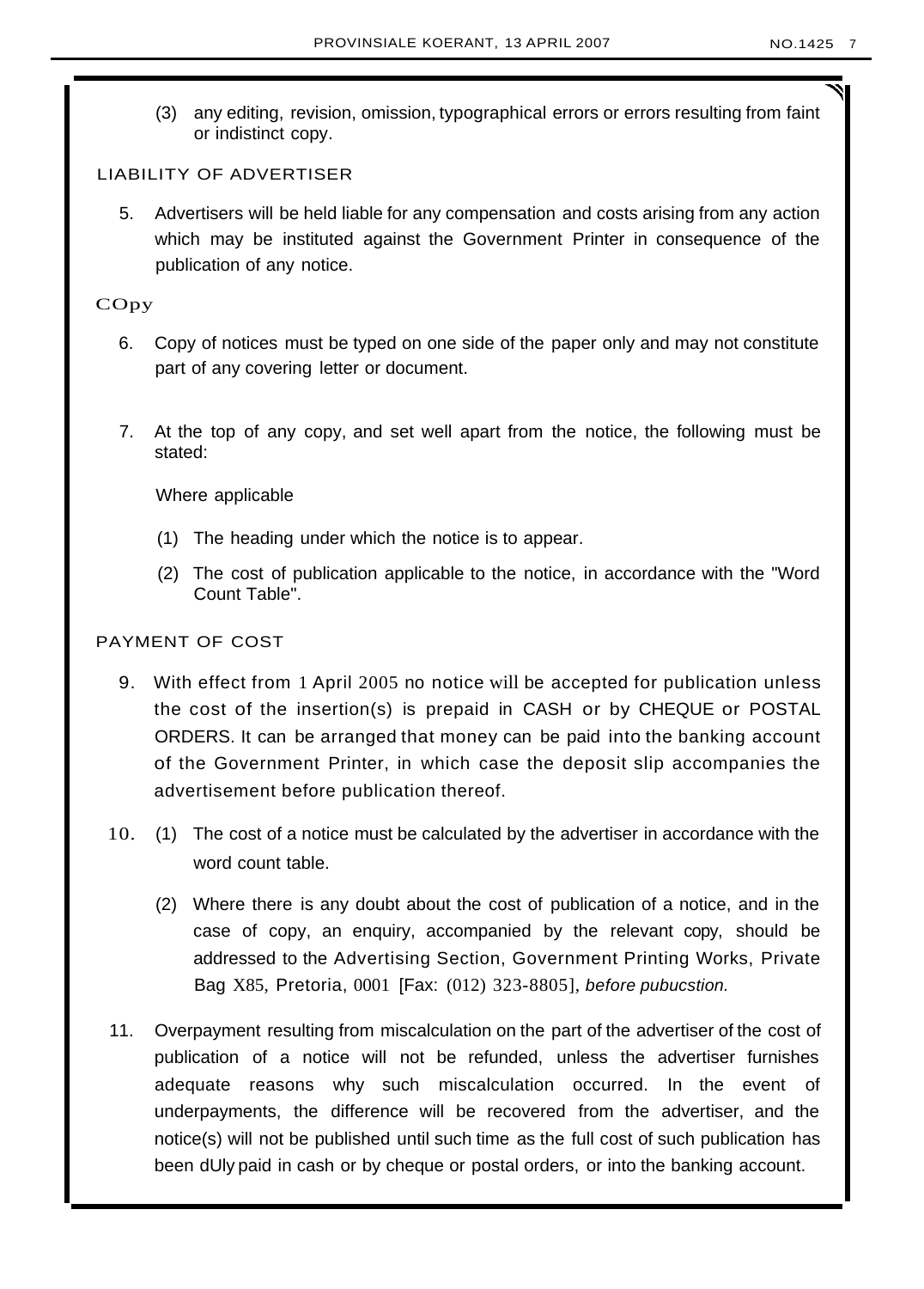(3) any editing, revision, omission, typographical errors or errors resulting from faint or indistinct copy.

LIABILITY OF ADVERTISER

5. Advertisers will be held liable for any compensation and costs arising from any action which may be instituted against the Government Printer in consequence of the publication of any notice.

COpy

6. Copy of notices must be typed on one side of the paper only and may not constitute part of any covering letter or document.

7. At the top of any copy, and set well apart from the notice, the following must be stated:

   Where applicable

   (1) The heading under which the notice is to appear.

   (2) The cost of publication applicable to the notice, in accordance with the "Word Count Table".

PAYMENT OF COST

9. With effect from 1 April 2005 no notice will be accepted for publication unless the cost of the insertion(s) is prepaid in CASH or by CHEQUE or POSTAL ORDERS. It can be arranged that money can be paid into the banking account of the Government Printer, in which case the deposit slip accompanies the advertisement before publication thereof.

10. (1) The cost of a notice must be calculated by the advertiser in accordance with the word count table.

    (2) Where there is any doubt about the cost of publication of a notice, and in the case of copy, an enquiry, accompanied by the relevant copy, should be addressed to the Advertising Section, Government Printing Works, Private Bag X85, Pretoria, 0001 [Fax: (012) 323-8805], *before pubucstion.*

11. Overpayment resulting from miscalculation on the part of the advertiser of the cost of publication of a notice will not be refunded, unless the advertiser furnishes adequate reasons why such miscalculation occurred. In the event of underpayments, the difference will be recovered from the advertiser, and the notice(s) will not be published until such time as the full cost of such publication has been dUly paid in cash or by cheque or postal orders, or into the banking account.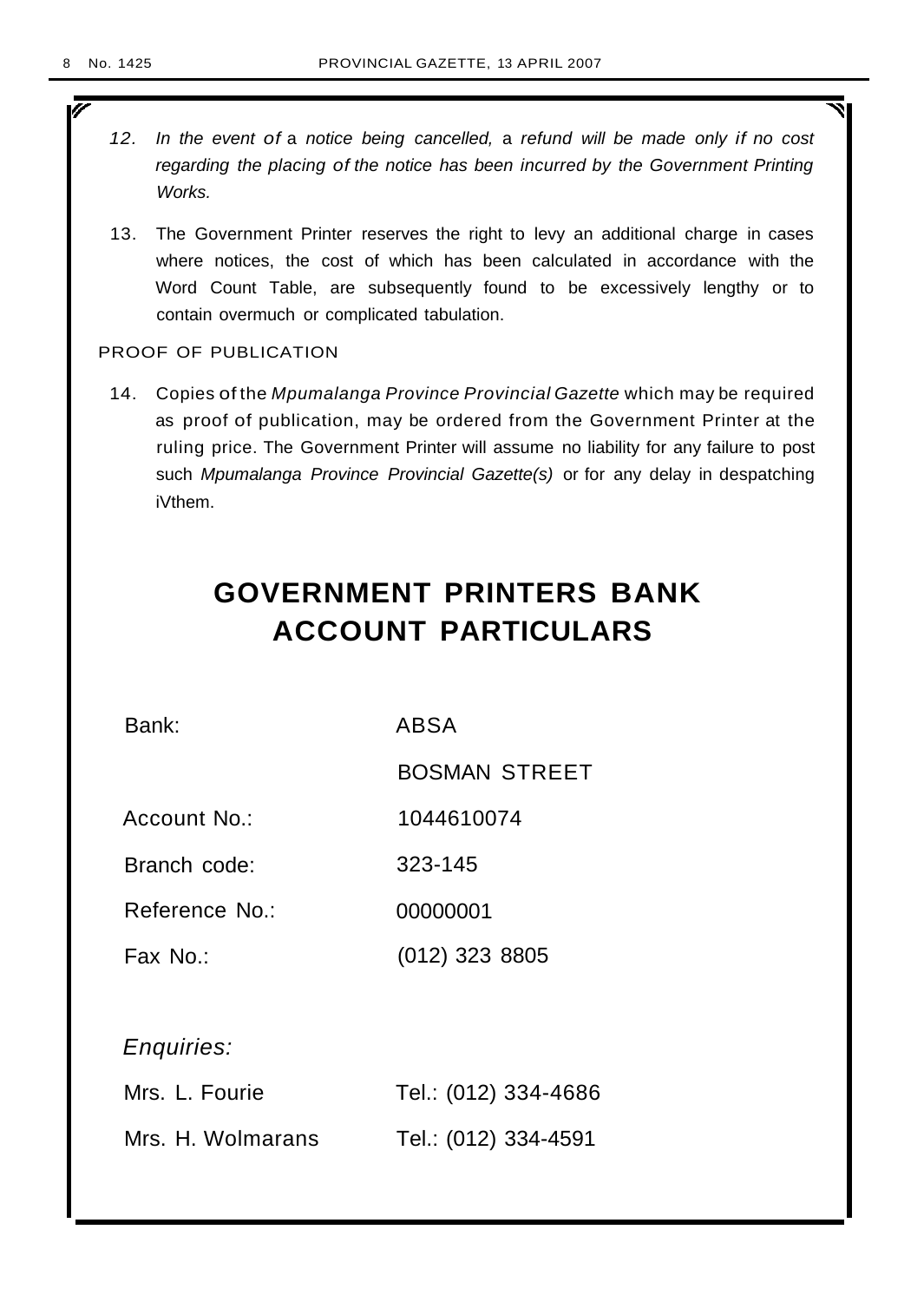12. *In the event of a notice being cancelled, a refund will be made only if no cost regarding the placing of the notice has been incurred by the Government Printing Works.*

13. The Government Printer reserves the right to levy an additional charge in cases where notices, the cost of which has been calculated in accordance with the Word Count Table, are subsequently found to be excessively lengthy or to contain overmuch or complicated tabulation.

PROOF OF PUBLICATION

14. Copies of the *Mpumalanga Province Provincial Gazette* which may be required as proof of publication, may be ordered from the Government Printer at the ruling price. The Government Printer will assume no liability for any failure to post such *Mpumalanga Province Provincial Gazette(s)* or for any delay in despatching iVthem.

# GOVERNMENT PRINTERS BANK ACCOUNT PARTICULARS

| | |
|---|---|
| Bank: | ABSA |
| | BOSMAN STREET |
| Account No.: | 1044610074 |
| Branch code: | 323-145 |
| Reference No.: | 00000001 |
| Fax No.: | (012) 323 8805 |

*Enquiries:*

| | |
|---|---|
| Mrs. L. Fourie | Tel.: (012) 334-4686 |
| Mrs. H. Wolmarans | Tel.: (012) 334-4591 |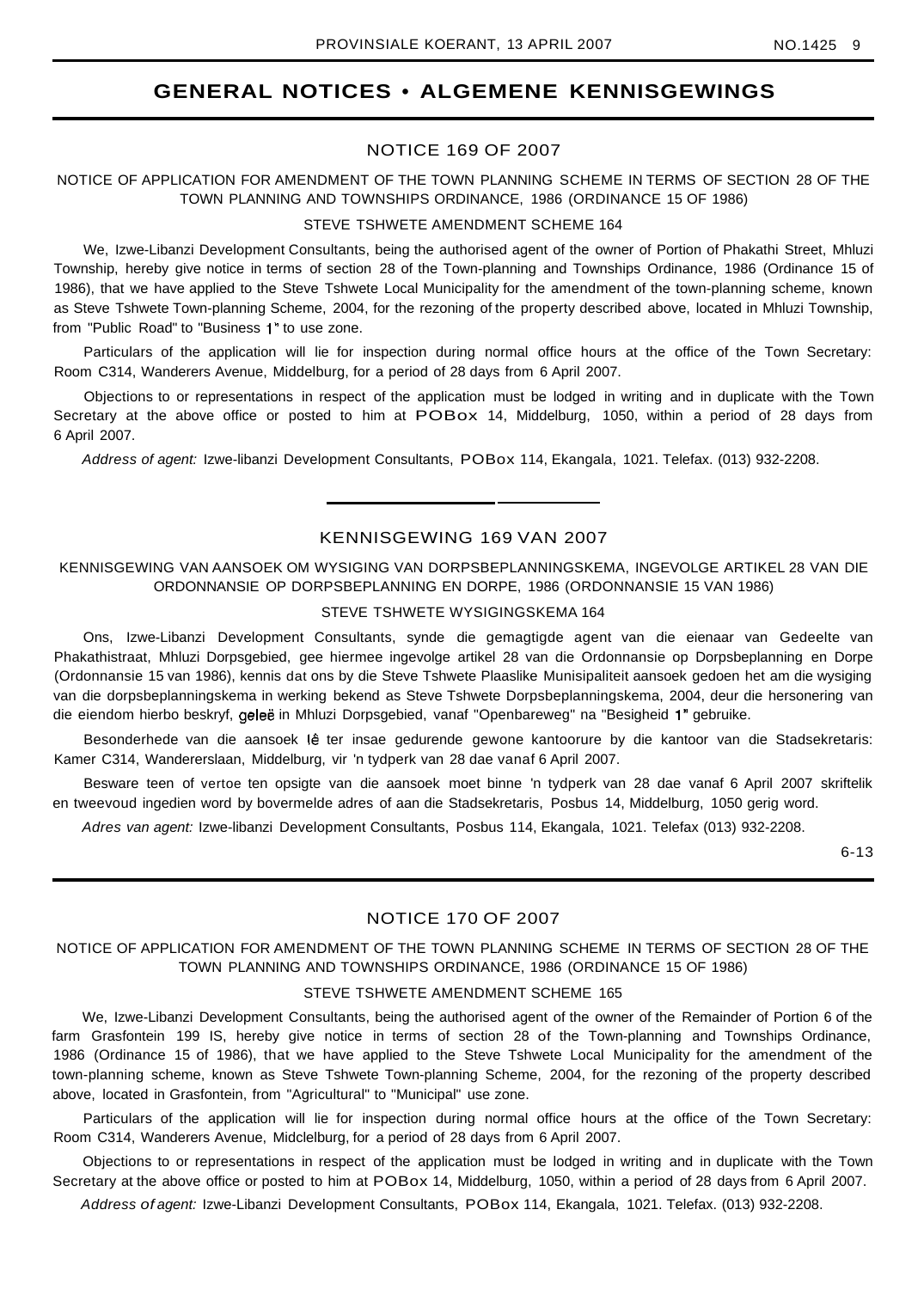# GENERAL NOTICES • ALGEMENE KENNISGEWINGS

## NOTICE 169 OF 2007

NOTICE OF APPLICATION FOR AMENDMENT OF THE TOWN PLANNING SCHEME IN TERMS OF SECTION 28 OF THE TOWN PLANNING AND TOWNSHIPS ORDINANCE, 1986 (ORDINANCE 15 OF 1986)

STEVE TSHWETE AMENDMENT SCHEME 164

We, Izwe-Libanzi Development Consultants, being the authorised agent of the owner of Portion of Phakathi Street, Mhluzi Township, hereby give notice in terms of section 28 of the Town-planning and Townships Ordinance, 1986 (Ordinance 15 of 1986), that we have applied to the Steve Tshwete Local Municipality for the amendment of the town-planning scheme, known as Steve Tshwete Town-planning Scheme, 2004, for the rezoning of the property described above, located in Mhluzi Township, from "Public Road" to "Business 1" to use zone.

Particulars of the application will lie for inspection during normal office hours at the office of the Town Secretary: Room C314, Wanderers Avenue, Middelburg, for a period of 28 days from 6 April 2007.

Objections to or representations in respect of the application must be lodged in writing and in duplicate with the Town Secretary at the above office or posted to him at POBox 14, Middelburg, 1050, within a period of 28 days from 6 April 2007.

*Address of agent:* Izwe-libanzi Development Consultants, POBox 114, Ekangala, 1021. Telefax. (013) 932-2208.

---

## KENNISGEWING 169 VAN 2007

KENNISGEWING VAN AANSOEK OM WYSIGING VAN DORPSBEPLANNINGSKEMA, INGEVOLGE ARTIKEL 28 VAN DIE ORDONNANSIE OP DORPSBEPLANNING EN DORPE, 1986 (ORDONNANSIE 15 VAN 1986)

STEVE TSHWETE WYSIGINGSKEMA 164

Ons, Izwe-Libanzi Development Consultants, synde die gemagtigde agent van die eienaar van Gedeelte van Phakathistraat, Mhluzi Dorpsgebied, gee hiermee ingevolge artikel 28 van die Ordonnansie op Dorpsbeplanning en Dorpe (Ordonnansie 15 van 1986), kennis dat ons by die Steve Tshwete Plaaslike Munisipaliteit aansoek gedoen het am die wysiging van die dorpsbeplanningskema in werking bekend as Steve Tshwete Dorpsbeplanningskema, 2004, deur die hersonering van die eiendom hierbo beskryf, geleë in Mhluzi Dorpsgebied, vanaf "Openbareweg" na "Besigheid 1" gebruike.

Besonderhede van die aansoek lê ter insae gedurende gewone kantoorure by die kantoor van die Stadsekretaris: Kamer C314, Wandererslaan, Middelburg, vir 'n tydperk van 28 dae vanaf 6 April 2007.

Besware teen of vertoe ten opsigte van die aansoek moet binne 'n tydperk van 28 dae vanaf 6 April 2007 skriftelik en tweevoud ingedien word by bovermelde adres of aan die Stadsekretaris, Posbus 14, Middelburg, 1050 gerig word.

*Adres van agent:* Izwe-libanzi Development Consultants, Posbus 114, Ekangala, 1021. Telefax (013) 932-2208.

6-13

---

## NOTICE 170 OF 2007

NOTICE OF APPLICATION FOR AMENDMENT OF THE TOWN PLANNING SCHEME IN TERMS OF SECTION 28 OF THE TOWN PLANNING AND TOWNSHIPS ORDINANCE, 1986 (ORDINANCE 15 OF 1986)

STEVE TSHWETE AMENDMENT SCHEME 165

We, Izwe-Libanzi Development Consultants, being the authorised agent of the owner of the Remainder of Portion 6 of the farm Grasfontein 199 IS, hereby give notice in terms of section 28 of the Town-planning and Townships Ordinance, 1986 (Ordinance 15 of 1986), that we have applied to the Steve Tshwete Local Municipality for the amendment of the town-planning scheme, known as Steve Tshwete Town-planning Scheme, 2004, for the rezoning of the property described above, located in Grasfontein, from "Agricultural" to "Municipal" use zone.

Particulars of the application will lie for inspection during normal office hours at the office of the Town Secretary: Room C314, Wanderers Avenue, Midclelburg, for a period of 28 days from 6 April 2007.

Objections to or representations in respect of the application must be lodged in writing and in duplicate with the Town Secretary at the above office or posted to him at POBox 14, Middelburg, 1050, within a period of 28 days from 6 April 2007.

*Address of agent:* Izwe-Libanzi Development Consultants, POBox 114, Ekangala, 1021. Telefax. (013) 932-2208.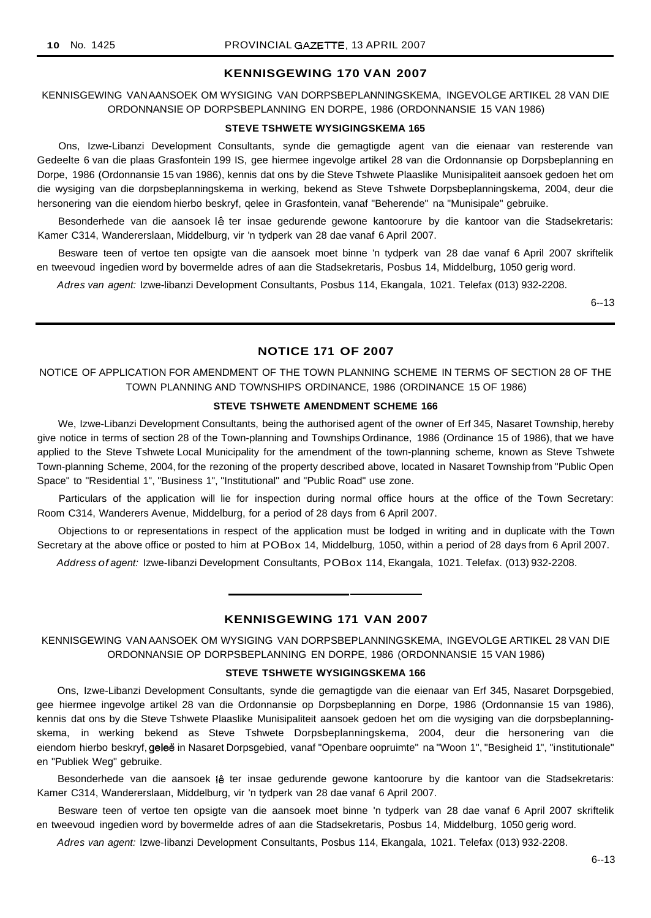## KENNISGEWING 170 VAN 2007

KENNISGEWING VAN AANSOEK OM WYSIGING VAN DORPSBEPLANNINGSKEMA, INGEVOLGE ARTIKEL 28 VAN DIE ORDONNANSIE OP DORPSBEPLANNING EN DORPE, 1986 (ORDONNANSIE 15 VAN 1986)

**STEVE TSHWETE WYSIGINGSKEMA 165**

Ons, Izwe-Libanzi Development Consultants, synde die gemagtigde agent van die eienaar van resterende van Gedeelte 6 van die plaas Grasfontein 199 IS, gee hiermee ingevolge artikel 28 van die Ordonnansie op Dorpsbeplanning en Dorpe, 1986 (Ordonnansie 15 van 1986), kennis dat ons by die Steve Tshwete Plaaslike Munisipaliteit aansoek gedoen het om die wysiging van die dorpsbeplanningskema in werking, bekend as Steve Tshwete Dorpsbeplanningskema, 2004, deur die hersonering van die eiendom hierbo beskryf, qelee in Grasfontein, vanaf "Beherende" na "Munisipale" gebruike.

Besonderhede van die aansoek lê ter insae gedurende gewone kantoorure by die kantoor van die Stadsekretaris: Kamer C314, Wandererslaan, Middelburg, vir 'n tydperk van 28 dae vanaf 6 April 2007.

Besware teen of vertoe ten opsigte van die aansoek moet binne 'n tydperk van 28 dae vanaf 6 April 2007 skriftelik en tweevoud ingedien word by bovermelde adres of aan die Stadsekretaris, Posbus 14, Middelburg, 1050 gerig word.

*Adres van agent:* Izwe-libanzi Development Consultants, Posbus 114, Ekangala, 1021. Telefax (013) 932-2208.

6--13

## NOTICE 171 OF 2007

NOTICE OF APPLICATION FOR AMENDMENT OF THE TOWN PLANNING SCHEME IN TERMS OF SECTION 28 OF THE TOWN PLANNING AND TOWNSHIPS ORDINANCE, 1986 (ORDINANCE 15 OF 1986)

**STEVE TSHWETE AMENDMENT SCHEME 166**

We, Izwe-Libanzi Development Consultants, being the authorised agent of the owner of Erf 345, Nasaret Township, hereby give notice in terms of section 28 of the Town-planning and Townships Ordinance, 1986 (Ordinance 15 of 1986), that we have applied to the Steve Tshwete Local Municipality for the amendment of the town-planning scheme, known as Steve Tshwete Town-planning Scheme, 2004, for the rezoning of the property described above, located in Nasaret Township from "Public Open Space" to "Residential 1", "Business 1", "Institutional" and "Public Road" use zone.

Particulars of the application will lie for inspection during normal office hours at the office of the Town Secretary: Room C314, Wanderers Avenue, Middelburg, for a period of 28 days from 6 April 2007.

Objections to or representations in respect of the application must be lodged in writing and in duplicate with the Town Secretary at the above office or posted to him at PO Box 14, Middelburg, 1050, within a period of 28 days from 6 April 2007.

*Address of agent:* Izwe-libanzi Development Consultants, PO Box 114, Ekangala, 1021. Telefax. (013) 932-2208.

## KENNISGEWING 171 VAN 2007

KENNISGEWING VAN AANSOEK OM WYSIGING VAN DORPSBEPLANNINGSKEMA, INGEVOLGE ARTIKEL 28 VAN DIE ORDONNANSIE OP DORPSBEPLANNING EN DORPE, 1986 (ORDONNANSIE 15 VAN 1986)

**STEVE TSHWETE WYSIGINGSKEMA 166**

Ons, Izwe-Libanzi Development Consultants, synde die gemagtigde agent van die eienaar van Erf 345, Nasaret Dorpsgebied, gee hiermee ingevolge artikel 28 van die Ordonnansie op Dorpsbeplanning en Dorpe, 1986 (Ordonnansie 15 van 1986), kennis dat ons by die Steve Tshwete Plaaslike Munisipaliteit aansoek gedoen het om die wysiging van die dorpsbeplanningskema, in werking bekend as Steve Tshwete Dorpsbeplanningskema, 2004, deur die hersonering van die eiendom hierbo beskryf, geleë in Nasaret Dorpsgebied, vanaf "Openbare oopruimte" na "Woon 1", "Besigheid 1", "institutionale" en "Publiek Weg" gebruike.

Besonderhede van die aansoek lê ter insae gedurende gewone kantoorure by die kantoor van die Stadsekretaris: Kamer C314, Wandererslaan, Middelburg, vir 'n tydperk van 28 dae vanaf 6 April 2007.

Besware teen of vertoe ten opsigte van die aansoek moet binne 'n tydperk van 28 dae vanaf 6 April 2007 skriftelik en tweevoud ingedien word by bovermelde adres of aan die Stadsekretaris, Posbus 14, Middelburg, 1050 gerig word.

*Adres van agent:* Izwe-Iibanzi Development Consultants, Posbus 114, Ekangala, 1021. Telefax (013) 932-2208.

6--13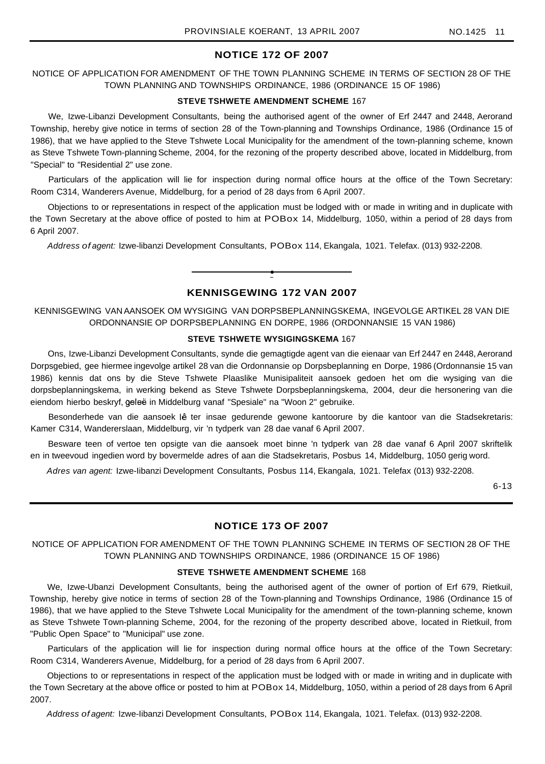## NOTICE 172 OF 2007

NOTICE OF APPLICATION FOR AMENDMENT OF THE TOWN PLANNING SCHEME IN TERMS OF SECTION 28 OF THE TOWN PLANNING AND TOWNSHIPS ORDINANCE, 1986 (ORDINANCE 15 OF 1986)

**STEVE TSHWETE AMENDMENT SCHEME** 167

We, Izwe-Libanzi Development Consultants, being the authorised agent of the owner of Erf 2447 and 2448, Aerorand Township, hereby give notice in terms of section 28 of the Town-planning and Townships Ordinance, 1986 (Ordinance 15 of 1986), that we have applied to the Steve Tshwete Local Municipality for the amendment of the town-planning scheme, known as Steve Tshwete Town-planning Scheme, 2004, for the rezoning of the property described above, located in Middelburg, from "Special" to "Residential 2" use zone.

Particulars of the application will lie for inspection during normal office hours at the office of the Town Secretary: Room C314, Wanderers Avenue, Middelburg, for a period of 28 days from 6 April 2007.

Objections to or representations in respect of the application must be lodged with or made in writing and in duplicate with the Town Secretary at the above office of posted to him at POBox 14, Middelburg, 1050, within a period of 28 days from 6 April 2007.

*Address of agent:* Izwe-libanzi Development Consultants, POBox 114, Ekangala, 1021. Telefax. (013) 932-2208.

---

## KENNISGEWING 172 VAN 2007

KENNISGEWING VAN AANSOEK OM WYSIGING VAN DORPSBEPLANNINGSKEMA, INGEVOLGE ARTIKEL 28 VAN DIE ORDONNANSIE OP DORPSBEPLANNING EN DORPE, 1986 (ORDONNANSIE 15 VAN 1986)

**STEVE TSHWETE WYSIGINGSKEMA** 167

Ons, Izwe-Libanzi Development Consultants, synde die gemagtigde agent van die eienaar van Erf 2447 en 2448, Aerorand Dorpsgebied, gee hiermee ingevolge artikel 28 van die Ordonnansie op Dorpsbeplanning en Dorpe, 1986 (Ordonnansie 15 van 1986) kennis dat ons by die Steve Tshwete Plaaslike Munisipaliteit aansoek gedoen het om die wysiging van die dorpsbeplanningskema, in werking bekend as Steve Tshwete Dorpsbeplanningskema, 2004, deur die hersonering van die eiendom hierbo beskryf, geleë in Middelburg vanaf "Spesiale" na "Woon 2" gebruike.

Besonderhede van die aansoek lê ter insae gedurende gewone kantoorure by die kantoor van die Stadsekretaris: Kamer C314, Wandererslaan, Middelburg, vir 'n tydperk van 28 dae vanaf 6 April 2007.

Besware teen of vertoe ten opsigte van die aansoek moet binne 'n tydperk van 28 dae vanaf 6 April 2007 skriftelik en in tweevoud ingedien word by bovermelde adres of aan die Stadsekretaris, Posbus 14, Middelburg, 1050 gerig word.

*Adres van agent:* Izwe-Iibanzi Development Consultants, Posbus 114, Ekangala, 1021. Telefax (013) 932-2208.

6-13

---

## NOTICE 173 OF 2007

NOTICE OF APPLICATION FOR AMENDMENT OF THE TOWN PLANNING SCHEME IN TERMS OF SECTION 28 OF THE TOWN PLANNING AND TOWNSHIPS ORDINANCE, 1986 (ORDINANCE 15 OF 1986)

**STEVE TSHWETE AMENDMENT SCHEME** 168

We, Izwe-Ubanzi Development Consultants, being the authorised agent of the owner of portion of Erf 679, Rietkuil, Township, hereby give notice in terms of section 28 of the Town-planning and Townships Ordinance, 1986 (Ordinance 15 of 1986), that we have applied to the Steve Tshwete Local Municipality for the amendment of the town-planning scheme, known as Steve Tshwete Town-planning Scheme, 2004, for the rezoning of the property described above, located in Rietkuil, from "Public Open Space" to "Municipal" use zone.

Particulars of the application will lie for inspection during normal office hours at the office of the Town Secretary: Room C314, Wanderers Avenue, Middelburg, for a period of 28 days from 6 April 2007.

Objections to or representations in respect of the application must be lodged with or made in writing and in duplicate with the Town Secretary at the above office or posted to him at POBox 14, Middelburg, 1050, within a period of 28 days from 6 April 2007.

*Address of agent:* Izwe-Iibanzi Development Consultants, POBox 114, Ekangala, 1021. Telefax. (013) 932-2208.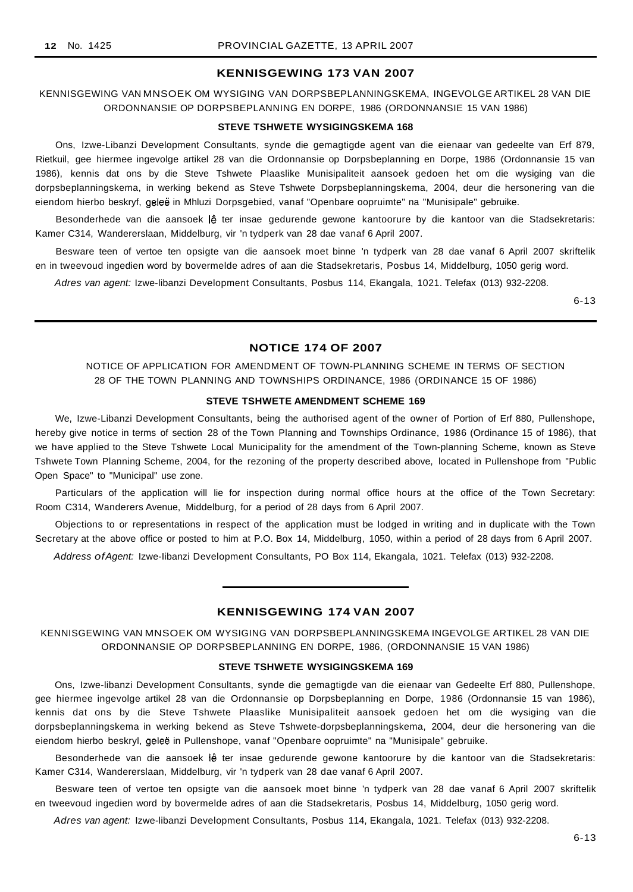## KENNISGEWING 173 VAN 2007

KENNISGEWING VAN MNSOEK OM WYSIGING VAN DORPSBEPLANNINGSKEMA, INGEVOLGE ARTIKEL 28 VAN DIE ORDONNANSIE OP DORPSBEPLANNING EN DORPE, 1986 (ORDONNANSIE 15 VAN 1986)

### STEVE TSHWETE WYSIGINGSKEMA 168

Ons, Izwe-Libanzi Development Consultants, synde die gemagtigde agent van die eienaar van gedeelte van Erf 879, Rietkuil, gee hiermee ingevolge artikel 28 van die Ordonnansie op Dorpsbeplanning en Dorpe, 1986 (Ordonnansie 15 van 1986), kennis dat ons by die Steve Tshwete Plaaslike Munisipaliteit aansoek gedoen het om die wysiging van die dorpsbeplanningskema, in werking bekend as Steve Tshwete Dorpsbeplanningskema, 2004, deur die hersonering van die eiendom hierbo beskryf, geleë in Mhluzi Dorpsgebied, vanaf "Openbare oopruimte" na "Munisipale" gebruike.

Besonderhede van die aansoek lê ter insae gedurende gewone kantoorure by die kantoor van die Stadsekretaris: Kamer C314, Wandererslaan, Middelburg, vir 'n tydperk van 28 dae vanaf 6 April 2007.

Besware teen of vertoe ten opsigte van die aansoek moet binne 'n tydperk van 28 dae vanaf 6 April 2007 skriftelik en in tweevoud ingedien word by bovermelde adres of aan die Stadsekretaris, Posbus 14, Middelburg, 1050 gerig word.

*Adres van agent:* Izwe-libanzi Development Consultants, Posbus 114, Ekangala, 1021. Telefax (013) 932-2208.

6-13

---

## NOTICE 174 OF 2007

NOTICE OF APPLICATION FOR AMENDMENT OF TOWN-PLANNING SCHEME IN TERMS OF SECTION 28 OF THE TOWN PLANNING AND TOWNSHIPS ORDINANCE, 1986 (ORDINANCE 15 OF 1986)

### STEVE TSHWETE AMENDMENT SCHEME 169

We, Izwe-Libanzi Development Consultants, being the authorised agent of the owner of Portion of Erf 880, Pullenshope, hereby give notice in terms of section 28 of the Town Planning and Townships Ordinance, 1986 (Ordinance 15 of 1986), that we have applied to the Steve Tshwete Local Municipality for the amendment of the Town-planning Scheme, known as Steve Tshwete Town Planning Scheme, 2004, for the rezoning of the property described above, located in Pullenshope from "Public Open Space" to "Municipal" use zone.

Particulars of the application will lie for inspection during normal office hours at the office of the Town Secretary: Room C314, Wanderers Avenue, Middelburg, for a period of 28 days from 6 April 2007.

Objections to or representations in respect of the application must be lodged in writing and in duplicate with the Town Secretary at the above office or posted to him at P.O. Box 14, Middelburg, 1050, within a period of 28 days from 6 April 2007.

*Address of Agent:* Izwe-libanzi Development Consultants, PO Box 114, Ekangala, 1021. Telefax (013) 932-2208.

---

## KENNISGEWING 174 VAN 2007

KENNISGEWING VAN MNSOEK OM WYSIGING VAN DORPSBEPLANNINGSKEMA INGEVOLGE ARTIKEL 28 VAN DIE ORDONNANSIE OP DORPSBEPLANNING EN DORPE, 1986, (ORDONNANSIE 15 VAN 1986)

### STEVE TSHWETE WYSIGINGSKEMA 169

Ons, Izwe-libanzi Development Consultants, synde die gemagtigde van die eienaar van Gedeelte Erf 880, Pullenshope, gee hiermee ingevolge artikel 28 van die Ordonnansie op Dorpsbeplanning en Dorpe, 1986 (Ordonnansie 15 van 1986), kennis dat ons by die Steve Tshwete Plaaslike Munisipaliteit aansoek gedoen het om die wysiging van die dorpsbeplanningskema in werking bekend as Steve Tshwete-dorpsbeplanningskema, 2004, deur die hersonering van die eiendom hierbo beskryl, geleë in Pullenshope, vanaf "Openbare oopruimte" na "Munisipale" gebruike.

Besonderhede van die aansoek lê ter insae gedurende gewone kantoorure by die kantoor van die Stadsekretaris: Kamer C314, Wandererslaan, Middelburg, vir 'n tydperk van 28 dae vanaf 6 April 2007.

Besware teen of vertoe ten opsigte van die aansoek moet binne 'n tydperk van 28 dae vanaf 6 April 2007 skriftelik en tweevoud ingedien word by bovermelde adres of aan die Stadsekretaris, Posbus 14, Middelburg, 1050 gerig word.

*Adres van agent:* Izwe-libanzi Development Consultants, Posbus 114, Ekangala, 1021. Telefax (013) 932-2208.

6-13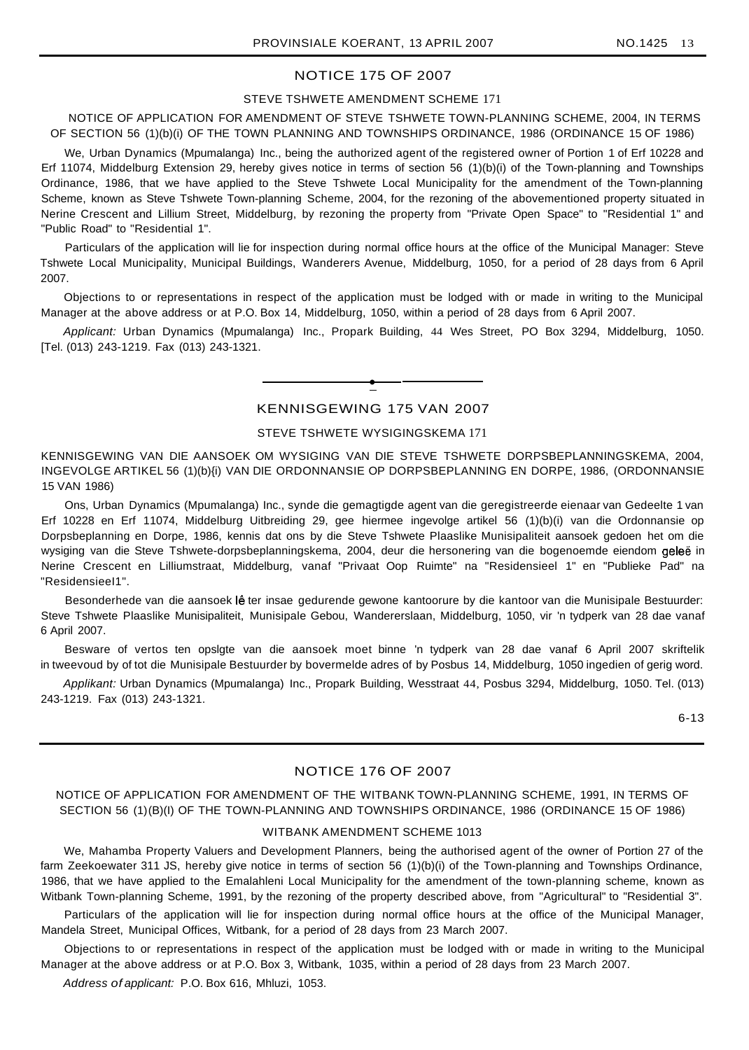## NOTICE 175 OF 2007

### STEVE TSHWETE AMENDMENT SCHEME 171

NOTICE OF APPLICATION FOR AMENDMENT OF STEVE TSHWETE TOWN-PLANNING SCHEME, 2004, IN TERMS OF SECTION 56 (1)(b)(i) OF THE TOWN PLANNING AND TOWNSHIPS ORDINANCE, 1986 (ORDINANCE 15 OF 1986)

We, Urban Dynamics (Mpumalanga) Inc., being the authorized agent of the registered owner of Portion 1 of Erf 10228 and Erf 11074, Middelburg Extension 29, hereby gives notice in terms of section 56 (1)(b)(i) of the Town-planning and Townships Ordinance, 1986, that we have applied to the Steve Tshwete Local Municipality for the amendment of the Town-planning Scheme, known as Steve Tshwete Town-planning Scheme, 2004, for the rezoning of the abovementioned property situated in Nerine Crescent and Lillium Street, Middelburg, by rezoning the property from "Private Open Space" to "Residential 1" and "Public Road" to "Residential 1".

Particulars of the application will lie for inspection during normal office hours at the office of the Municipal Manager: Steve Tshwete Local Municipality, Municipal Buildings, Wanderers Avenue, Middelburg, 1050, for a period of 28 days from 6 April 2007.

Objections to or representations in respect of the application must be lodged with or made in writing to the Municipal Manager at the above address or at P.O. Box 14, Middelburg, 1050, within a period of 28 days from 6 April 2007.

*Applicant:* Urban Dynamics (Mpumalanga) Inc., Propark Building, 44 Wes Street, PO Box 3294, Middelburg, 1050. [Tel. (013) 243-1219. Fax (013) 243-1321.

---

## KENNISGEWING 175 VAN 2007

### STEVE TSHWETE WYSIGINGSKEMA 171

KENNISGEWING VAN DIE AANSOEK OM WYSIGING VAN DIE STEVE TSHWETE DORPSBEPLANNINGSKEMA, 2004, INGEVOLGE ARTIKEL 56 (1)(b){i) VAN DIE ORDONNANSIE OP DORPSBEPLANNING EN DORPE, 1986, (ORDONNANSIE 15 VAN 1986)

Ons, Urban Dynamics (Mpumalanga) Inc., synde die gemagtigde agent van die geregistreerde eienaar van Gedeelte 1 van Erf 10228 en Erf 11074, Middelburg Uitbreiding 29, gee hiermee ingevolge artikel 56 (1)(b)(i) van die Ordonnansie op Dorpsbeplanning en Dorpe, 1986, kennis dat ons by die Steve Tshwete Plaaslike Munisipaliteit aansoek gedoen het om die wysiging van die Steve Tshwete-dorpsbeplanningskema, 2004, deur die hersonering van die bogenoemde eiendom geleë in Nerine Crescent en Lilliumstraat, Middelburg, vanaf "Privaat Oop Ruimte" na "Residensieel 1" en "Publieke Pad" na "Residensieel1".

Besonderhede van die aansoek lê ter insae gedurende gewone kantoorure by die kantoor van die Munisipale Bestuurder: Steve Tshwete Plaaslike Munisipaliteit, Munisipale Gebou, Wandererslaan, Middelburg, 1050, vir 'n tydperk van 28 dae vanaf 6 April 2007.

Besware of vertos ten opslgte van die aansoek moet binne 'n tydperk van 28 dae vanaf 6 April 2007 skriftelik in tweevoud by of tot die Munisipale Bestuurder by bovermelde adres of by Posbus 14, Middelburg, 1050 ingedien of gerig word.

*Applikant:* Urban Dynamics (Mpumalanga) Inc., Propark Building, Wesstraat 44, Posbus 3294, Middelburg, 1050. Tel. (013) 243-1219. Fax (013) 243-1321.

6-13

---

## NOTICE 176 OF 2007

NOTICE OF APPLICATION FOR AMENDMENT OF THE WITBANK TOWN-PLANNING SCHEME, 1991, IN TERMS OF SECTION 56 (1)(B)(I) OF THE TOWN-PLANNING AND TOWNSHIPS ORDINANCE, 1986 (ORDINANCE 15 OF 1986)

### WITBANK AMENDMENT SCHEME 1013

We, Mahamba Property Valuers and Development Planners, being the authorised agent of the owner of Portion 27 of the farm Zeekoewater 311 JS, hereby give notice in terms of section 56 (1)(b)(i) of the Town-planning and Townships Ordinance, 1986, that we have applied to the Emalahleni Local Municipality for the amendment of the town-planning scheme, known as Witbank Town-planning Scheme, 1991, by the rezoning of the property described above, from "Agricultural" to "Residential 3".

Particulars of the application will lie for inspection during normal office hours at the office of the Municipal Manager, Mandela Street, Municipal Offices, Witbank, for a period of 28 days from 23 March 2007.

Objections to or representations in respect of the application must be lodged with or made in writing to the Municipal Manager at the above address or at P.O. Box 3, Witbank, 1035, within a period of 28 days from 23 March 2007.

*Address of applicant:* P.O. Box 616, Mhluzi, 1053.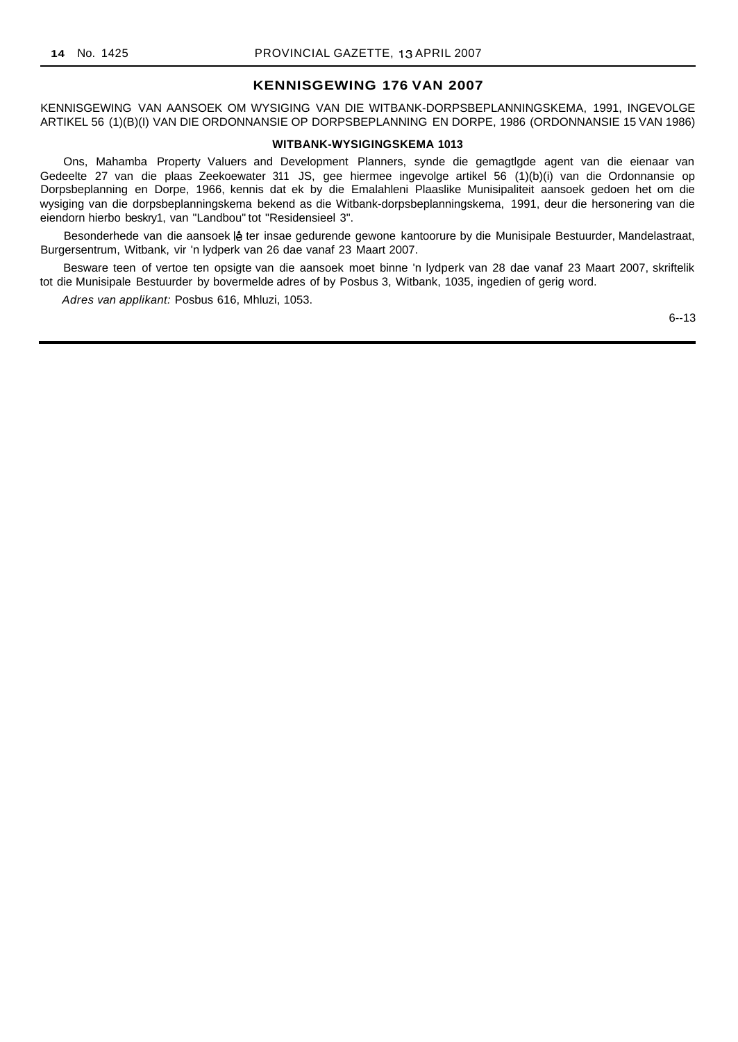## KENNISGEWING 176 VAN 2007

KENNISGEWING VAN AANSOEK OM WYSIGING VAN DIE WITBANK-DORPSBEPLANNINGSKEMA, 1991, INGEVOLGE ARTIKEL 56 (1)(B)(I) VAN DIE ORDONNANSIE OP DORPSBEPLANNING EN DORPE, 1986 (ORDONNANSIE 15 VAN 1986)

**WITBANK-WYSIGINGSKEMA 1013**

Ons, Mahamba Property Valuers and Development Planners, synde die gemagtlgde agent van die eienaar van Gedeelte 27 van die plaas Zeekoewater 311 JS, gee hiermee ingevolge artikel 56 (1)(b)(i) van die Ordonnansie op Dorpsbeplanning en Dorpe, 1966, kennis dat ek by die Emalahleni Plaaslike Munisipaliteit aansoek gedoen het om die wysiging van die dorpsbeplanningskema bekend as die Witbank-dorpsbeplanningskema, 1991, deur die hersonering van die eiendorn hierbo beskry1, van "Landbou" tot "Residensieel 3".

Besonderhede van die aansoek lê ter insae gedurende gewone kantoorure by die Munisipale Bestuurder, Mandelastraat, Burgersentrum, Witbank, vir 'n lydperk van 26 dae vanaf 23 Maart 2007.

Besware teen of vertoe ten opsigte van die aansoek moet binne 'n lydperk van 28 dae vanaf 23 Maart 2007, skriftelik tot die Munisipale Bestuurder by bovermelde adres of by Posbus 3, Witbank, 1035, ingedien of gerig word.

*Adres van applikant:* Posbus 616, Mhluzi, 1053.

6--13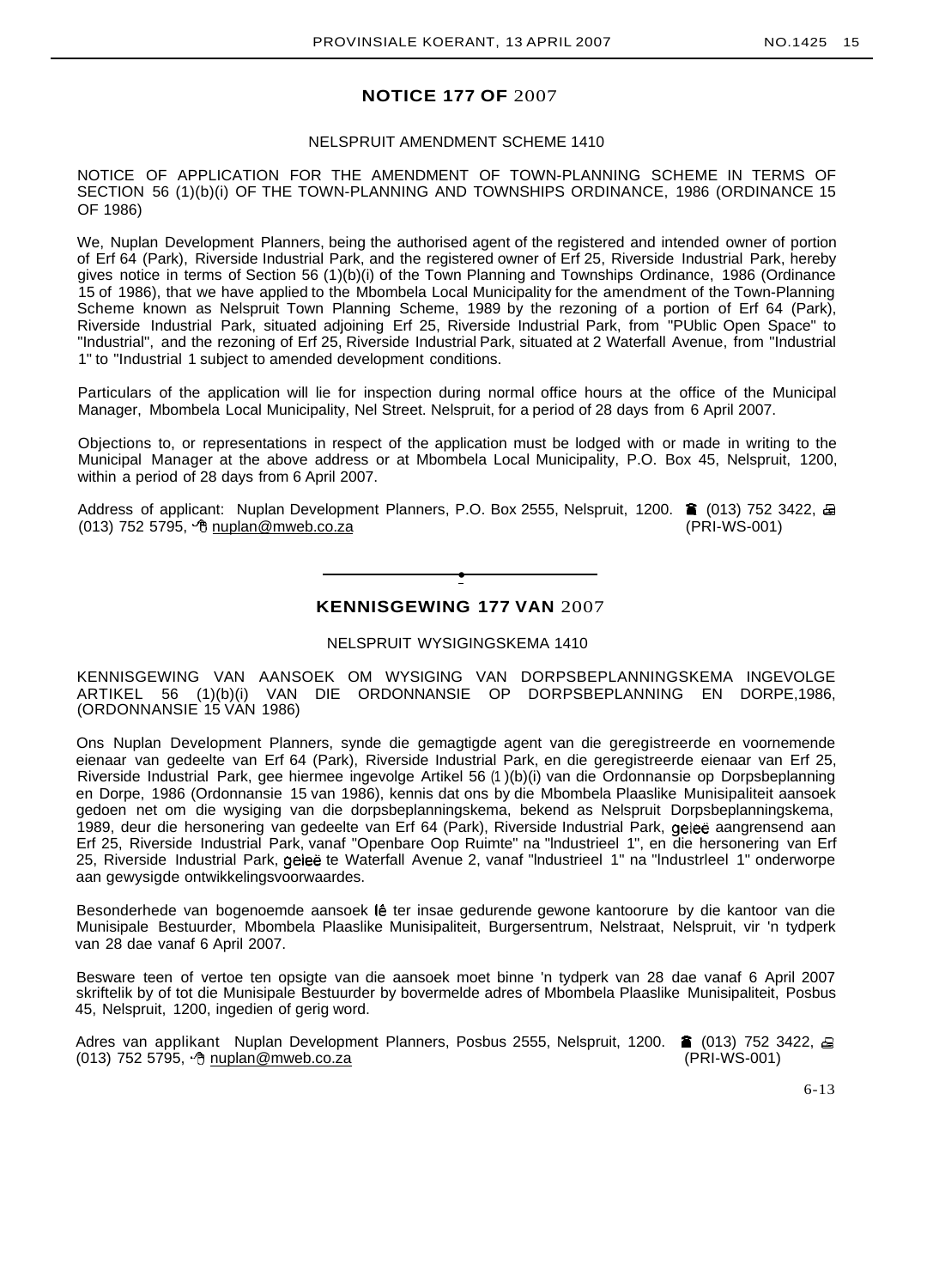## NOTICE 177 OF 2007

NELSPRUIT AMENDMENT SCHEME 1410

NOTICE OF APPLICATION FOR THE AMENDMENT OF TOWN-PLANNING SCHEME IN TERMS OF SECTION 56 (1)(b)(i) OF THE TOWN-PLANNING AND TOWNSHIPS ORDINANCE, 1986 (ORDINANCE 15 OF 1986)

We, Nuplan Development Planners, being the authorised agent of the registered and intended owner of portion of Erf 64 (Park), Riverside Industrial Park, and the registered owner of Erf 25, Riverside Industrial Park, hereby gives notice in terms of Section 56 (1)(b)(i) of the Town Planning and Townships Ordinance, 1986 (Ordinance 15 of 1986), that we have applied to the Mbombela Local Municipality for the amendment of the Town-Planning Scheme known as Nelspruit Town Planning Scheme, 1989 by the rezoning of a portion of Erf 64 (Park), Riverside Industrial Park, situated adjoining Erf 25, Riverside Industrial Park, from "PUblic Open Space" to "Industrial", and the rezoning of Erf 25, Riverside Industrial Park, situated at 2 Waterfall Avenue, from "Industrial 1" to "Industrial 1 subject to amended development conditions.

Particulars of the application will lie for inspection during normal office hours at the office of the Municipal Manager, Mbombela Local Municipality, Nel Street. Nelspruit, for a period of 28 days from 6 April 2007.

Objections to, or representations in respect of the application must be lodged with or made in writing to the Municipal Manager at the above address or at Mbombela Local Municipality, P.O. Box 45, Nelspruit, 1200, within a period of 28 days from 6 April 2007.

Address of applicant: Nuplan Development Planners, P.O. Box 2555, Nelspruit, 1200. ☎ (013) 752 3422, 🖷 (013) 752 5795, nuplan@mweb.co.za (PRI-WS-001)

---

## KENNISGEWING 177 VAN 2007

NELSPRUIT WYSIGINGSKEMA 1410

KENNISGEWING VAN AANSOEK OM WYSIGING VAN DORPSBEPLANNINGSKEMA INGEVOLGE ARTIKEL 56 (1)(b)(i) VAN DIE ORDONNANSIE OP DORPSBEPLANNING EN DORPE,1986, (ORDONNANSIE 15 VAN 1986)

Ons Nuplan Development Planners, synde die gemagtigde agent van die geregistreerde en voornemende eienaar van gedeelte van Erf 64 (Park), Riverside Industrial Park, en die geregistreerde eienaar van Erf 25, Riverside Industrial Park, gee hiermee ingevolge Artikel 56 (1)(b)(i) van die Ordonnansie op Dorpsbeplanning en Dorpe, 1986 (Ordonnansie 15 van 1986), kennis dat ons by die Mbombela Plaaslike Munisipaliteit aansoek gedoen net om die wysiging van die dorpsbeplanningskema, bekend as Nelspruit Dorpsbeplanningskema, 1989, deur die hersonering van gedeelte van Erf 64 (Park), Riverside Industrial Park, geleë aangrensend aan Erf 25, Riverside Industrial Park, vanaf "Openbare Oop Ruimte" na "lndustrieel 1", en die hersonering van Erf 25, Riverside Industrial Park, geleë te Waterfall Avenue 2, vanaf "lndustrieel 1" na "lndustrleel 1" onderworpe aan gewysigde ontwikkelingsvoorwaardes.

Besonderhede van bogenoemde aansoek lê ter insae gedurende gewone kantoorure by die kantoor van die Munisipale Bestuurder, Mbombela Plaaslike Munisipaliteit, Burgersentrum, Nelstraat, Nelspruit, vir 'n tydperk van 28 dae vanaf 6 April 2007.

Besware teen of vertoe ten opsigte van die aansoek moet binne 'n tydperk van 28 dae vanaf 6 April 2007 skriftelik by of tot die Munisipale Bestuurder by bovermelde adres of Mbombela Plaaslike Munisipaliteit, Posbus 45, Nelspruit, 1200, ingedien of gerig word.

Adres van applikant Nuplan Development Planners, Posbus 2555, Nelspruit, 1200. ☎ (013) 752 3422, 🖷 (013) 752 5795, nuplan@mweb.co.za (PRI-WS-001)

6-13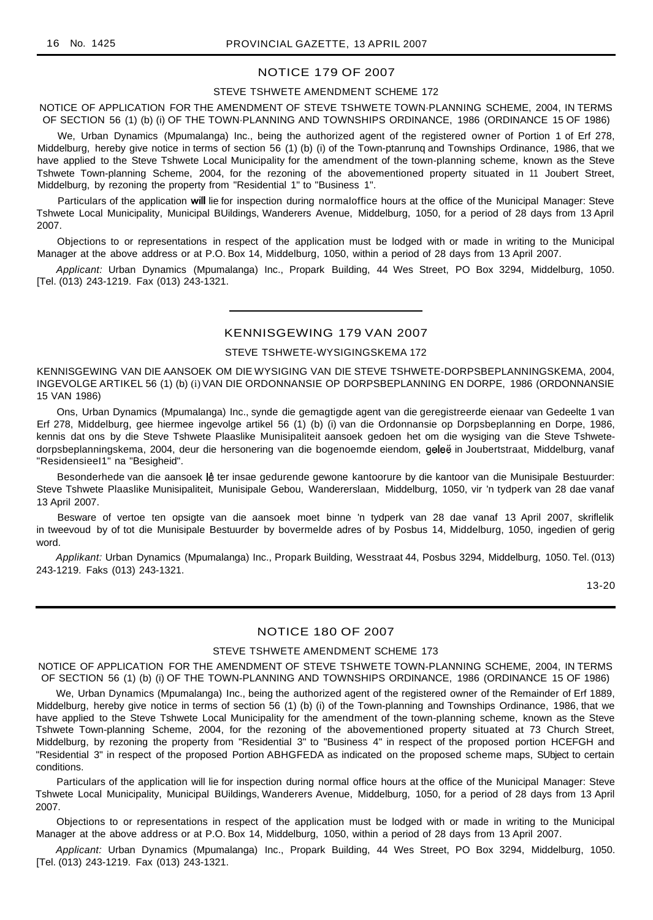## NOTICE 179 OF 2007

### STEVE TSHWETE AMENDMENT SCHEME 172

NOTICE OF APPLICATION FOR THE AMENDMENT OF STEVE TSHWETE TOWN·PLANNING SCHEME, 2004, IN TERMS OF SECTION 56 (1) (b) (i) OF THE TOWN·PLANNING AND TOWNSHIPS ORDINANCE, 1986 (ORDINANCE 15 OF 1986)

We, Urban Dynamics (Mpumalanga) Inc., being the authorized agent of the registered owner of Portion 1 of Erf 278, Middelburg, hereby give notice in terms of section 56 (1) (b) (i) of the Town-ptanrunq and Townships Ordinance, 1986, that we have applied to the Steve Tshwete Local Municipality for the amendment of the town-planning scheme, known as the Steve Tshwete Town-planning Scheme, 2004, for the rezoning of the abovementioned property situated in 11 Joubert Street, Middelburg, by rezoning the property from "Residential 1" to "Business 1".

Particulars of the application will lie for inspection during normaloffice hours at the office of the Municipal Manager: Steve Tshwete Local Municipality, Municipal BUildings, Wanderers Avenue, Middelburg, 1050, for a period of 28 days from 13 April 2007.

Objections to or representations in respect of the application must be lodged with or made in writing to the Municipal Manager at the above address or at P.O. Box 14, Middelburg, 1050, within a period of 28 days from 13 April 2007.

*Applicant:* Urban Dynamics (Mpumalanga) Inc., Propark Building, 44 Wes Street, PO Box 3294, Middelburg, 1050. [Tel. (013) 243-1219. Fax (013) 243-1321.

---

## KENNISGEWING 179 VAN 2007

### STEVE TSHWETE-WYSIGINGSKEMA 172

KENNISGEWING VAN DIE AANSOEK OM DIE WYSIGING VAN DIE STEVE TSHWETE-DORPSBEPLANNINGSKEMA, 2004, INGEVOLGE ARTIKEL 56 (1) (b) (i) VAN DIE ORDONNANSIE OP DORPSBEPLANNING EN DORPE, 1986 (ORDONNANSIE 15 VAN 1986)

Ons, Urban Dynamics (Mpumalanga) Inc., synde die gemagtigde agent van die geregistreerde eienaar van Gedeelte 1 van Erf 278, Middelburg, gee hiermee ingevolge artikel 56 (1) (b) (i) van die Ordonnansie op Dorpsbeplanning en Dorpe, 1986, kennis dat ons by die Steve Tshwete Plaaslike Munisipaliteit aansoek gedoen het om die wysiging van die Steve Tshwete-dorpsbeplanningskema, 2004, deur die hersonering van die bogenoemde eiendom, geleë in Joubertstraat, Middelburg, vanaf "ResidensieeI1" na "Besigheid".

Besonderhede van die aansoek lê ter insae gedurende gewone kantoorure by die kantoor van die Munisipale Bestuurder: Steve Tshwete Plaaslike Munisipaliteit, Munisipale Gebou, Wandererslaan, Middelburg, 1050, vir 'n tydperk van 28 dae vanaf 13 April 2007.

Besware of vertoe ten opsigte van die aansoek moet binne 'n tydperk van 28 dae vanaf 13 April 2007, skriflelik in tweevoud by of tot die Munisipale Bestuurder by bovermelde adres of by Posbus 14, Middelburg, 1050, ingedien of gerig word.

*Applikant:* Urban Dynamics (Mpumalanga) Inc., Propark Building, Wesstraat 44, Posbus 3294, Middelburg, 1050. Tel. (013) 243-1219. Faks (013) 243-1321.

13-20

---

## NOTICE 180 OF 2007

### STEVE TSHWETE AMENDMENT SCHEME 173

NOTICE OF APPLICATION FOR THE AMENDMENT OF STEVE TSHWETE TOWN-PLANNING SCHEME, 2004, IN TERMS OF SECTION 56 (1) (b) (i) OF THE TOWN-PLANNING AND TOWNSHIPS ORDINANCE, 1986 (ORDINANCE 15 OF 1986)

We, Urban Dynamics (Mpumalanga) Inc., being the authorized agent of the registered owner of the Remainder of Erf 1889, Middelburg, hereby give notice in terms of section 56 (1) (b) (i) of the Town-planning and Townships Ordinance, 1986, that we have applied to the Steve Tshwete Local Municipality for the amendment of the town-planning scheme, known as the Steve Tshwete Town-planning Scheme, 2004, for the rezoning of the abovementioned property situated at 73 Church Street, Middelburg, by rezoning the property from "Residential 3" to "Business 4" in respect of the proposed portion HCEFGH and "Residential 3" in respect of the proposed Portion ABHGFEDA as indicated on the proposed scheme maps, SUbject to certain conditions.

Particulars of the application will lie for inspection during normal office hours at the office of the Municipal Manager: Steve Tshwete Local Municipality, Municipal BUildings, Wanderers Avenue, Middelburg, 1050, for a period of 28 days from 13 April 2007.

Objections to or representations in respect of the application must be lodged with or made in writing to the Municipal Manager at the above address or at P.O. Box 14, Middelburg, 1050, within a period of 28 days from 13 April 2007.

*Applicant:* Urban Dynamics (Mpumalanga) Inc., Propark Building, 44 Wes Street, PO Box 3294, Middelburg, 1050. [Tel. (013) 243-1219. Fax (013) 243-1321.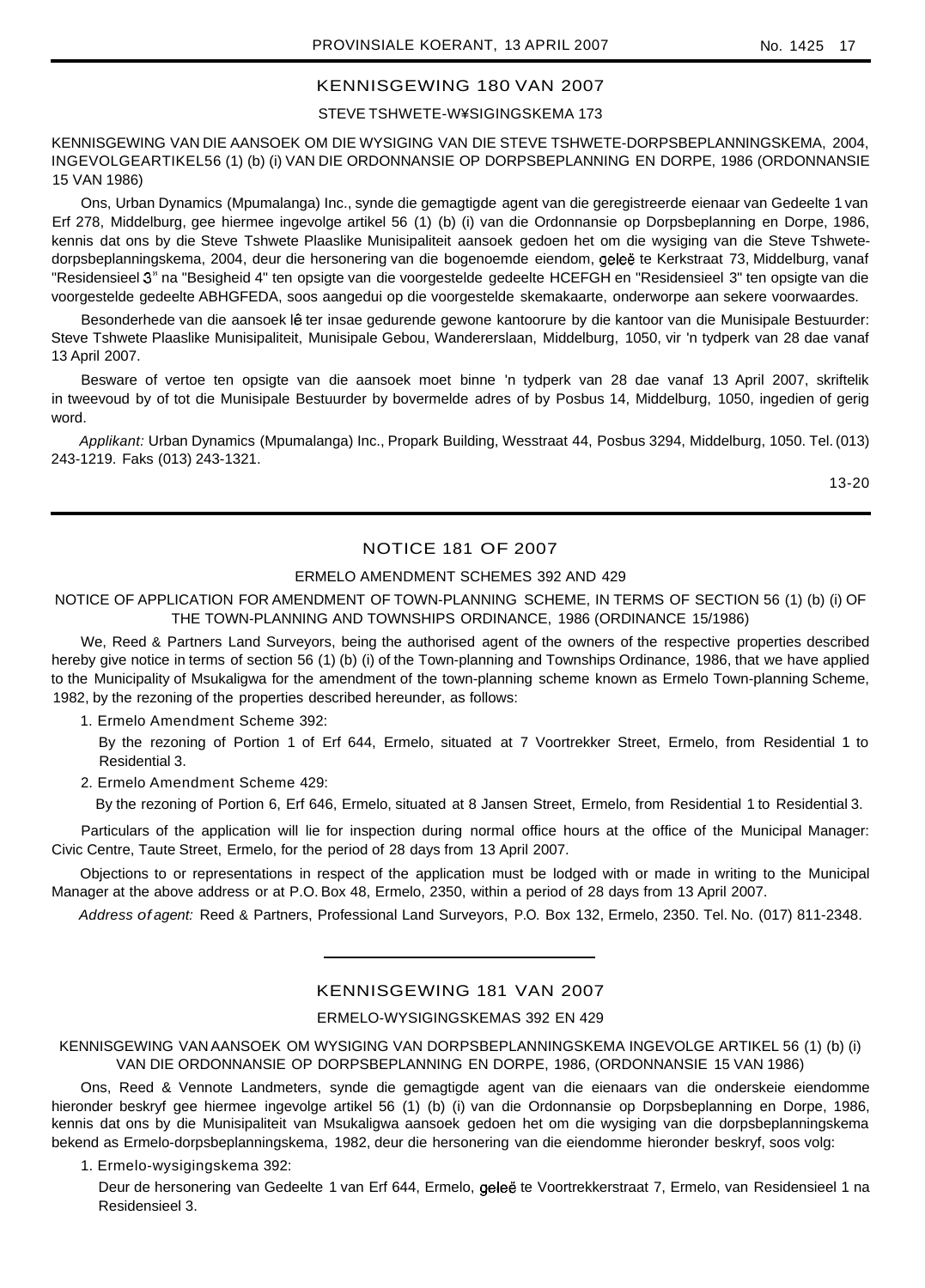## KENNISGEWING 180 VAN 2007

### STEVE TSHWETE-W¥SIGINGSKEMA 173

KENNISGEWING VAN DIE AANSOEK OM DIE WYSIGING VAN DIE STEVE TSHWETE-DORPSBEPLANNINGSKEMA, 2004, INGEVOLGEARTIKEL56 (1) (b) (i) VAN DIE ORDONNANSIE OP DORPSBEPLANNING EN DORPE, 1986 (ORDONNANSIE 15 VAN 1986)

Ons, Urban Dynamics (Mpumalanga) Inc., synde die gemagtigde agent van die geregistreerde eienaar van Gedeelte 1 van Erf 278, Middelburg, gee hiermee ingevolge artikel 56 (1) (b) (i) van die Ordonnansie op Dorpsbeplanning en Dorpe, 1986, kennis dat ons by die Steve Tshwete Plaaslike Munisipaliteit aansoek gedoen het om die wysiging van die Steve Tshwete-dorpsbeplanningskema, 2004, deur die hersonering van die bogenoemde eiendom, geleë te Kerkstraat 73, Middelburg, vanaf "Residensieel 3" na "Besigheid 4" ten opsigte van die voorgestelde gedeelte HCEFGH en "Residensieel 3" ten opsigte van die voorgestelde gedeelte ABHGFEDA, soos aangedui op die voorgestelde skemakaarte, onderworpe aan sekere voorwaardes.

Besonderhede van die aansoek lê ter insae gedurende gewone kantoorure by die kantoor van die Munisipale Bestuurder: Steve Tshwete Plaaslike Munisipaliteit, Munisipale Gebou, Wandererslaan, Middelburg, 1050, vir 'n tydperk van 28 dae vanaf 13 April 2007.

Besware of vertoe ten opsigte van die aansoek moet binne 'n tydperk van 28 dae vanaf 13 April 2007, skriftelik in tweevoud by of tot die Munisipale Bestuurder by bovermelde adres of by Posbus 14, Middelburg, 1050, ingedien of gerig word.

*Applikant:* Urban Dynamics (Mpumalanga) Inc., Propark Building, Wesstraat 44, Posbus 3294, Middelburg, 1050. Tel. (013) 243-1219. Faks (013) 243-1321.

13-20

## NOTICE 181 OF 2007

### ERMELO AMENDMENT SCHEMES 392 AND 429

NOTICE OF APPLICATION FOR AMENDMENT OF TOWN-PLANNING SCHEME, IN TERMS OF SECTION 56 (1) (b) (i) OF THE TOWN-PLANNING AND TOWNSHIPS ORDINANCE, 1986 (ORDINANCE 15/1986)

We, Reed & Partners Land Surveyors, being the authorised agent of the owners of the respective properties described hereby give notice in terms of section 56 (1) (b) (i) of the Town-planning and Townships Ordinance, 1986, that we have applied to the Municipality of Msukaligwa for the amendment of the town-planning scheme known as Ermelo Town-planning Scheme, 1982, by the rezoning of the properties described hereunder, as follows:

1. Ermelo Amendment Scheme 392:

   By the rezoning of Portion 1 of Erf 644, Ermelo, situated at 7 Voortrekker Street, Ermelo, from Residential 1 to Residential 3.

2. Ermelo Amendment Scheme 429:

   By the rezoning of Portion 6, Erf 646, Ermelo, situated at 8 Jansen Street, Ermelo, from Residential 1 to Residential 3.

Particulars of the application will lie for inspection during normal office hours at the office of the Municipal Manager: Civic Centre, Taute Street, Ermelo, for the period of 28 days from 13 April 2007.

Objections to or representations in respect of the application must be lodged with or made in writing to the Municipal Manager at the above address or at P.O. Box 48, Ermelo, 2350, within a period of 28 days from 13 April 2007.

*Address of agent:* Reed & Partners, Professional Land Surveyors, P.O. Box 132, Ermelo, 2350. Tel. No. (017) 811-2348.

## KENNISGEWING 181 VAN 2007

### ERMELO-WYSIGINGSKEMAS 392 EN 429

KENNISGEWING VAN AANSOEK OM WYSIGING VAN DORPSBEPLANNINGSKEMA INGEVOLGE ARTIKEL 56 (1) (b) (i) VAN DIE ORDONNANSIE OP DORPSBEPLANNING EN DORPE, 1986, (ORDONNANSIE 15 VAN 1986)

Ons, Reed & Vennote Landmeters, synde die gemagtigde agent van die eienaars van die onderskeie eiendomme hieronder beskryf gee hiermee ingevolge artikel 56 (1) (b) (i) van die Ordonnansie op Dorpsbeplanning en Dorpe, 1986, kennis dat ons by die Munisipaliteit van Msukaligwa aansoek gedoen het om die wysiging van die dorpsbeplanningskema bekend as Ermelo-dorpsbeplanningskema, 1982, deur die hersonering van die eiendomme hieronder beskryf, soos volg:

1. Ermelo-wysigingskema 392:

   Deur de hersonering van Gedeelte 1 van Erf 644, Ermelo, geleë te Voortrekkerstraat 7, Ermelo, van Residensieel 1 na Residensieel 3.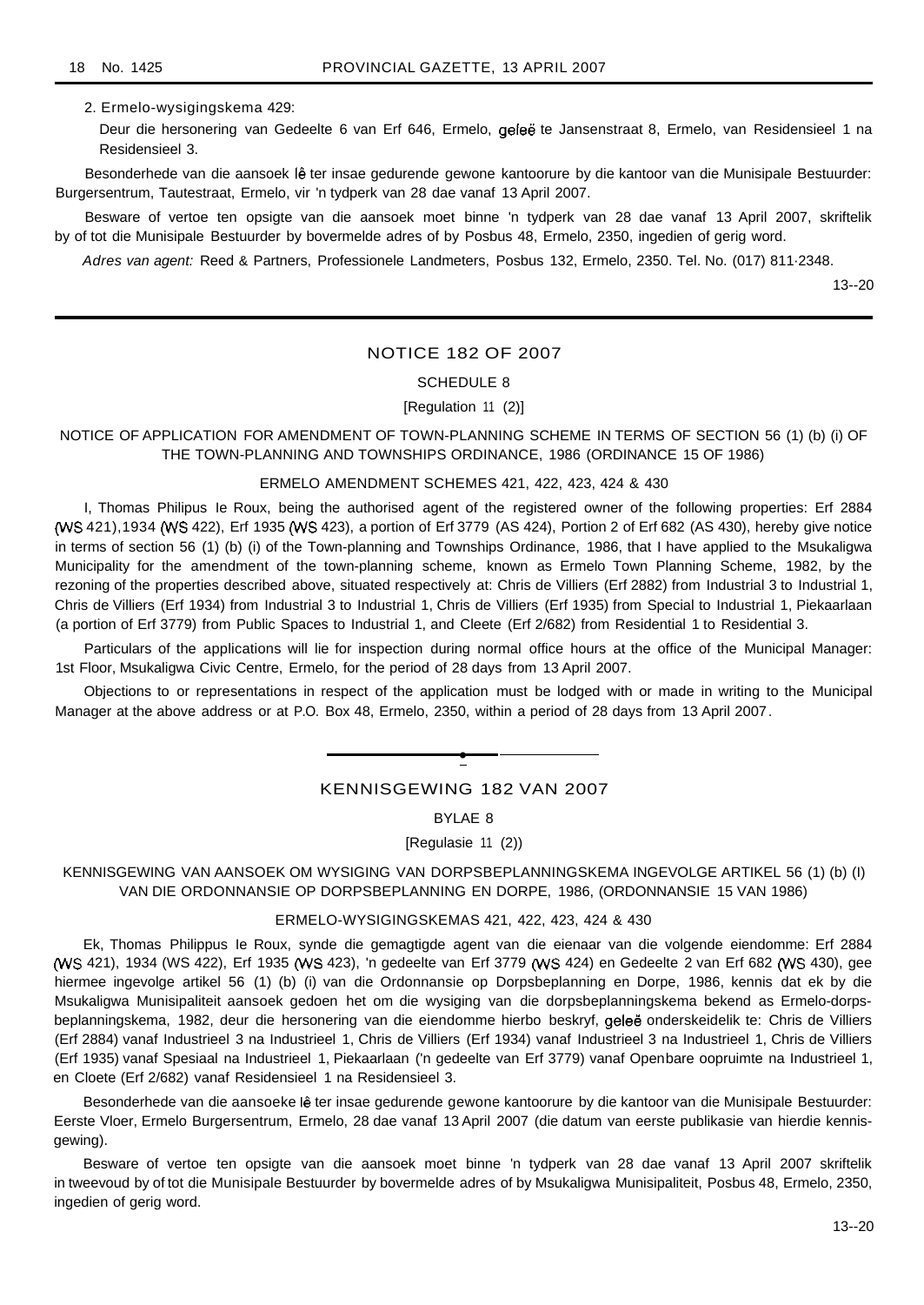2. Ermelo-wysigingskema 429:

Deur die hersonering van Gedeelte 6 van Erf 646, Ermelo, geleë te Jansenstraat 8, Ermelo, van Residensieel 1 na Residensieel 3.

Besonderhede van die aansoek lê ter insae gedurende gewone kantoorure by die kantoor van die Munisipale Bestuurder: Burgersentrum, Tautestraat, Ermelo, vir 'n tydperk van 28 dae vanaf 13 April 2007.

Besware of vertoe ten opsigte van die aansoek moet binne 'n tydperk van 28 dae vanaf 13 April 2007, skriftelik by of tot die Munisipale Bestuurder by bovermelde adres of by Posbus 48, Ermelo, 2350, ingedien of gerig word.

*Adres van agent:* Reed & Partners, Professionele Landmeters, Posbus 132, Ermelo, 2350. Tel. No. (017) 811-2348.

13--20

---

## NOTICE 182 OF 2007

SCHEDULE 8

[Regulation 11 (2)]

NOTICE OF APPLICATION FOR AMENDMENT OF TOWN-PLANNING SCHEME IN TERMS OF SECTION 56 (1) (b) (i) OF THE TOWN-PLANNING AND TOWNSHIPS ORDINANCE, 1986 (ORDINANCE 15 OF 1986)

ERMELO AMENDMENT SCHEMES 421, 422, 423, 424 & 430

I, Thomas Philipus le Roux, being the authorised agent of the registered owner of the following properties: Erf 2884 (WS 421),1934 (WS 422), Erf 1935 (WS 423), a portion of Erf 3779 (AS 424), Portion 2 of Erf 682 (AS 430), hereby give notice in terms of section 56 (1) (b) (i) of the Town-planning and Townships Ordinance, 1986, that I have applied to the Msukaligwa Municipality for the amendment of the town-planning scheme, known as Ermelo Town Planning Scheme, 1982, by the rezoning of the properties described above, situated respectively at: Chris de Villiers (Erf 2882) from Industrial 3 to Industrial 1, Chris de Villiers (Erf 1934) from Industrial 3 to Industrial 1, Chris de Villiers (Erf 1935) from Special to Industrial 1, Piekaarlaan (a portion of Erf 3779) from Public Spaces to Industrial 1, and Cleete (Erf 2/682) from Residential 1 to Residential 3.

Particulars of the applications will lie for inspection during normal office hours at the office of the Municipal Manager: 1st Floor, Msukaligwa Civic Centre, Ermelo, for the period of 28 days from 13 April 2007.

Objections to or representations in respect of the application must be lodged with or made in writing to the Municipal Manager at the above address or at P.O. Box 48, Ermelo, 2350, within a period of 28 days from 13 April 2007.

---

## KENNISGEWING 182 VAN 2007

BYLAE 8

[Regulasie 11 (2))

KENNISGEWING VAN AANSOEK OM WYSIGING VAN DORPSBEPLANNINGSKEMA INGEVOLGE ARTIKEL 56 (1) (b) (I) VAN DIE ORDONNANSIE OP DORPSBEPLANNING EN DORPE, 1986, (ORDONNANSIE 15 VAN 1986)

ERMELO-WYSIGINGSKEMAS 421, 422, 423, 424 & 430

Ek, Thomas Philippus le Roux, synde die gemagtigde agent van die eienaar van die volgende eiendomme: Erf 2884 (WS 421), 1934 (WS 422), Erf 1935 (WS 423), 'n gedeelte van Erf 3779 (WS 424) en Gedeelte 2 van Erf 682 (WS 430), gee hiermee ingevolge artikel 56 (1) (b) (i) van die Ordonnansie op Dorpsbeplanning en Dorpe, 1986, kennis dat ek by die Msukaligwa Munisipaliteit aansoek gedoen het om die wysiging van die dorpsbeplanningskema bekend as Ermelo-dorpsbeplanningskema, 1982, deur die hersonering van die eiendomme hierbo beskryf, geleë onderskeidelik te: Chris de Villiers (Erf 2884) vanaf Industrieel 3 na Industrieel 1, Chris de Villiers (Erf 1934) vanaf Industrieel 3 na Industrieel 1, Chris de Villiers (Erf 1935) vanaf Spesiaal na Industrieel 1, Piekaarlaan ('n gedeelte van Erf 3779) vanaf Openbare oopruimte na Industrieel 1, en Cloete (Erf 2/682) vanaf Residensieel 1 na Residensieel 3.

Besonderhede van die aansoeke lê ter insae gedurende gewone kantoorure by die kantoor van die Munisipale Bestuurder: Eerste Vloer, Ermelo Burgersentrum, Ermelo, 28 dae vanaf 13 April 2007 (die datum van eerste publikasie van hierdie kennisgewing).

Besware of vertoe ten opsigte van die aansoek moet binne 'n tydperk van 28 dae vanaf 13 April 2007 skriftelik in tweevoud by of tot die Munisipale Bestuurder by bovermelde adres of by Msukaligwa Munisipaliteit, Posbus 48, Ermelo, 2350, ingedien of gerig word.

13--20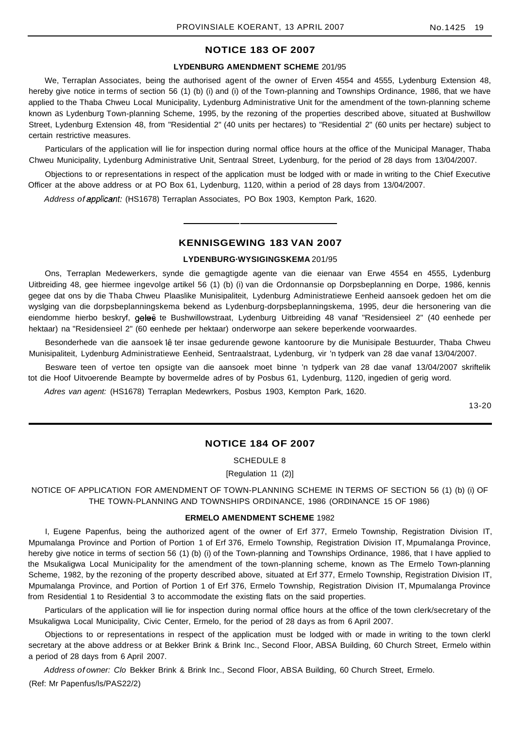## NOTICE 183 OF 2007

**LYDENBURG AMENDMENT SCHEME** 201/95

We, Terraplan Associates, being the authorised agent of the owner of Erven 4554 and 4555, Lydenburg Extension 48, hereby give notice in terms of section 56 (1) (b) (i) and (i) of the Town-planning and Townships Ordinance, 1986, that we have applied to the Thaba Chweu Local Municipality, Lydenburg Administrative Unit for the amendment of the town-planning scheme known as Lydenburg Town-planning Scheme, 1995, by the rezoning of the properties described above, situated at Bushwillow Street, Lydenburg Extension 48, from "Residential 2" (40 units per hectares) to "Residential 2" (60 units per hectare) subject to certain restrictive measures.

Particulars of the application will lie for inspection during normal office hours at the office of the Municipal Manager, Thaba Chweu Municipality, Lydenburg Administrative Unit, Sentraal Street, Lydenburg, for the period of 28 days from 13/04/2007.

Objections to or representations in respect of the application must be lodged with or made in writing to the Chief Executive Officer at the above address or at PO Box 61, Lydenburg, 1120, within a period of 28 days from 13/04/2007.

*Address of applicant:* (HS1678) Terraplan Associates, PO Box 1903, Kempton Park, 1620.

---

## KENNISGEWING 183 VAN 2007

**LYDENBURG-WYSIGINGSKEMA** 201/95

Ons, Terraplan Medewerkers, synde die gemagtigde agente van die eienaar van Erwe 4554 en 4555, Lydenburg Uitbreiding 48, gee hiermee ingevolge artikel 56 (1) (b) (i) van die Ordonnansie op Dorpsbeplanning en Dorpe, 1986, kennis gegee dat ons by die Thaba Chweu Plaaslike Munisipaliteit, Lydenburg Administratiewe Eenheid aansoek gedoen het om die wyslging van die dorpsbeplanningskema bekend as Lydenburg-dorpsbeplanningskema, 1995, deur die hersonering van die eiendomme hierbo beskryf, geleë te Bushwillowstraat, Lydenburg Uitbreiding 48 vanaf "Residensieel 2" (40 eenhede per hektaar) na "Residensieel 2" (60 eenhede per hektaar) onderworpe aan sekere beperkende voorwaardes.

Besonderhede van die aansoek lê ter insae gedurende gewone kantoorure by die Munisipale Bestuurder, Thaba Chweu Munisipaliteit, Lydenburg Administratiewe Eenheid, Sentraalstraat, Lydenburg, vir 'n tydperk van 28 dae vanaf 13/04/2007.

Besware teen of vertoe ten opsigte van die aansoek moet binne 'n tydperk van 28 dae vanaf 13/04/2007 skriftelik tot die Hoof Uitvoerende Beampte by bovermelde adres of by Posbus 61, Lydenburg, 1120, ingedien of gerig word.

*Adres van agent:* (HS1678) Terraplan Medewrkers, Posbus 1903, Kempton Park, 1620.

13-20

---

## NOTICE 184 OF 2007

SCHEDULE 8

[Regulation 11 (2)]

NOTICE OF APPLICATION FOR AMENDMENT OF TOWN-PLANNING SCHEME IN TERMS OF SECTION 56 (1) (b) (i) OF THE TOWN-PLANNING AND TOWNSHIPS ORDINANCE, 1986 (ORDINANCE 15 OF 1986)

**ERMELO AMENDMENT SCHEME** 1982

I, Eugene Papenfus, being the authorized agent of the owner of Erf 377, Ermelo Township, Registration Division IT, Mpumalanga Province and Portion of Portion 1 of Erf 376, Ermelo Township, Registration Division IT, Mpumalanga Province, hereby give notice in terms of section 56 (1) (b) (i) of the Town-planning and Townships Ordinance, 1986, that I have applied to the Msukaligwa Local Municipality for the amendment of the town-planning scheme, known as The Ermelo Town-planning Scheme, 1982, by the rezoning of the property described above, situated at Erf 377, Ermelo Township, Registration Division IT, Mpumalanga Province, and Portion of Portion 1 of Erf 376, Ermelo Township, Registration Division IT, Mpumalanga Province from Residential 1 to Residential 3 to accommodate the existing flats on the said properties.

Particulars of the application will lie for inspection during normal office hours at the office of the town clerk/secretary of the Msukaligwa Local Municipality, Civic Center, Ermelo, for the period of 28 days as from 6 April 2007.

Objections to or representations in respect of the application must be lodged with or made in writing to the town clerkl secretary at the above address or at Bekker Brink & Brink Inc., Second Floor, ABSA Building, 60 Church Street, Ermelo within a period of 28 days from 6 April 2007.

*Address of owner: Clo* Bekker Brink & Brink Inc., Second Floor, ABSA Building, 60 Church Street, Ermelo.

(Ref: Mr Papenfus/ls/PAS22/2)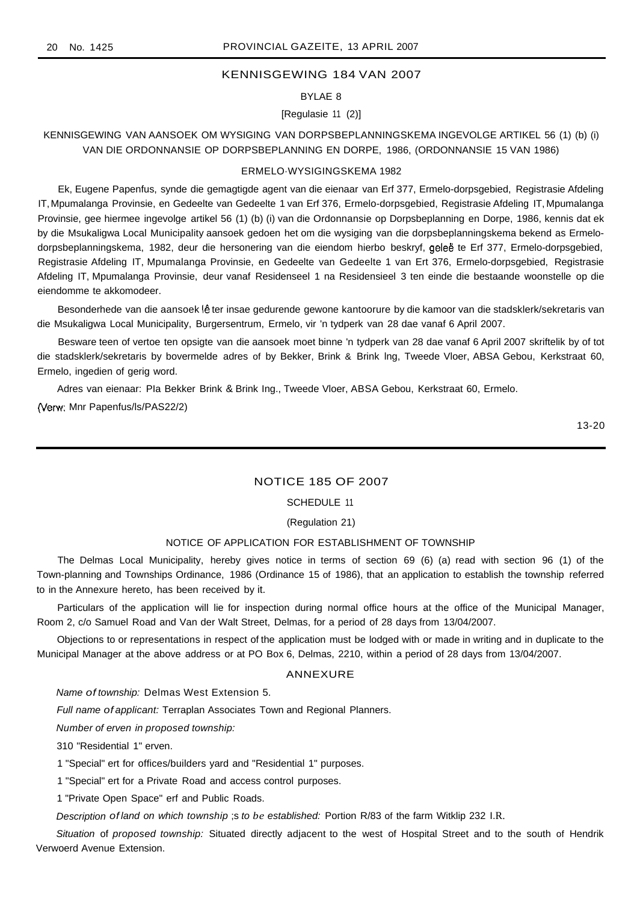## KENNISGEWING 184 VAN 2007

BYLAE 8

[Regulasie 11 (2)]

KENNISGEWING VAN AANSOEK OM WYSIGING VAN DORPSBEPLANNINGSKEMA INGEVOLGE ARTIKEL 56 (1) (b) (i) VAN DIE ORDONNANSIE OP DORPSBEPLANNING EN DORPE, 1986, (ORDONNANSIE 15 VAN 1986)

ERMELO-WYSIGINGSKEMA 1982

Ek, Eugene Papenfus, synde die gemagtigde agent van die eienaar van Erf 377, Ermelo-dorpsgebied, Registrasie Afdeling IT, Mpumalanga Provinsie, en Gedeelte van Gedeelte 1 van Erf 376, Ermelo-dorpsgebied, Registrasie Afdeling IT, Mpumalanga Provinsie, gee hiermee ingevolge artikel 56 (1) (b) (i) van die Ordonnansie op Dorpsbeplanning en Dorpe, 1986, kennis dat ek by die Msukaligwa Local Municipality aansoek gedoen het om die wysiging van die dorpsbeplanningskema bekend as Ermelo-dorpsbeplanningskema, 1982, deur die hersonering van die eiendom hierbo beskryf, geleë te Erf 377, Ermelo-dorpsgebied, Registrasie Afdeling IT, Mpumalanga Provinsie, en Gedeelte van Gedeelte 1 van Ert 376, Ermelo-dorpsgebied, Registrasie Afdeling IT, Mpumalanga Provinsie, deur vanaf Residenseel 1 na Residensieel 3 ten einde die bestaande woonstelle op die eiendomme te akkomodeer.

Besonderhede van die aansoek lê ter insae gedurende gewone kantoorure by die kamoor van die stadsklerk/sekretaris van die Msukaligwa Local Municipality, Burgersentrum, Ermelo, vir 'n tydperk van 28 dae vanaf 6 April 2007.

Besware teen of vertoe ten opsigte van die aansoek moet binne 'n tydperk van 28 dae vanaf 6 April 2007 skriftelik by of tot die stadsklerk/sekretaris by bovermelde adres of by Bekker, Brink & Brink lng, Tweede Vloer, ABSA Gebou, Kerkstraat 60, Ermelo, ingedien of gerig word.

Adres van eienaar: Pla Bekker Brink & Brink Ing., Tweede Vloer, ABSA Gebou, Kerkstraat 60, Ermelo.

(Verw: Mnr Papenfus/ls/PAS22/2)

13-20

---

## NOTICE 185 OF 2007

SCHEDULE 11

(Regulation 21)

NOTICE OF APPLICATION FOR ESTABLISHMENT OF TOWNSHIP

The Delmas Local Municipality, hereby gives notice in terms of section 69 (6) (a) read with section 96 (1) of the Town-planning and Townships Ordinance, 1986 (Ordinance 15 of 1986), that an application to establish the township referred to in the Annexure hereto, has been received by it.

Particulars of the application will lie for inspection during normal office hours at the office of the Municipal Manager, Room 2, c/o Samuel Road and Van der Walt Street, Delmas, for a period of 28 days from 13/04/2007.

Objections to or representations in respect of the application must be lodged with or made in writing and in duplicate to the Municipal Manager at the above address or at PO Box 6, Delmas, 2210, within a period of 28 days from 13/04/2007.

ANNEXURE

*Name of township:* Delmas West Extension 5.

*Full name of applicant:* Terraplan Associates Town and Regional Planners.

*Number of erven in proposed township:*

310 "Residential 1" erven.

1 "Special" ert for offices/builders yard and "Residential 1" purposes.

1 "Special" ert for a Private Road and access control purposes.

1 "Private Open Space" erf and Public Roads.

*Description of land on which township is to be established:* Portion R/83 of the farm Witklip 232 I.R.

*Situation of proposed township:* Situated directly adjacent to the west of Hospital Street and to the south of Hendrik Verwoerd Avenue Extension.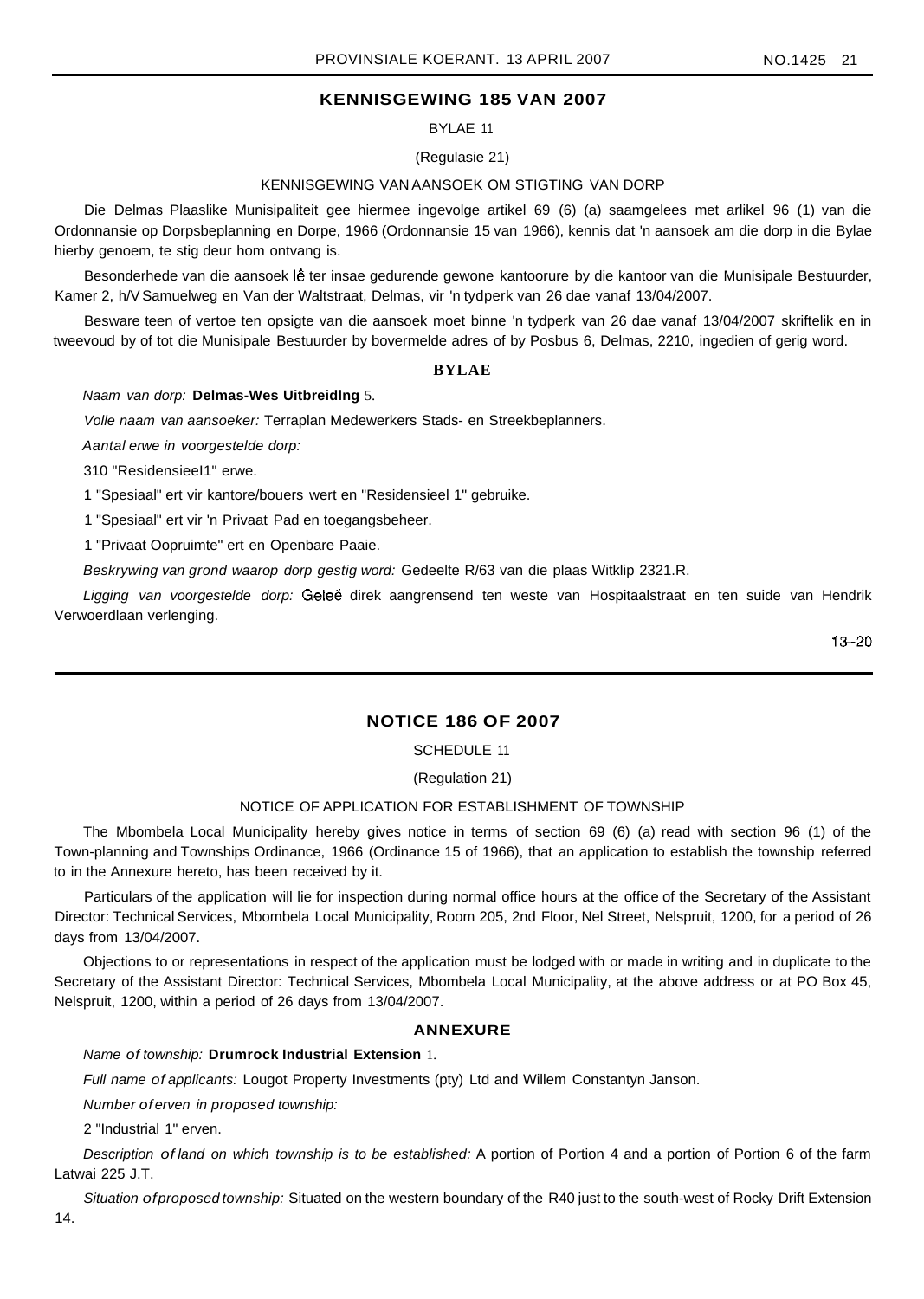## KENNISGEWING 185 VAN 2007

BYLAE 11

(Regulasie 21)

KENNISGEWING VAN AANSOEK OM STIGTING VAN DORP

Die Delmas Plaaslike Munisipaliteit gee hiermee ingevolge artikel 69 (6) (a) saamgelees met arlikel 96 (1) van die Ordonnansie op Dorpsbeplanning en Dorpe, 1966 (Ordonnansie 15 van 1966), kennis dat 'n aansoek am die dorp in die Bylae hierby genoem, te stig deur hom ontvang is.

Besonderhede van die aansoek lê ter insae gedurende gewone kantoorure by die kantoor van die Munisipale Bestuurder, Kamer 2, h/V Samuelweg en Van der Waltstraat, Delmas, vir 'n tydperk van 26 dae vanaf 13/04/2007.

Besware teen of vertoe ten opsigte van die aansoek moet binne 'n tydperk van 26 dae vanaf 13/04/2007 skriftelik en in tweevoud by of tot die Munisipale Bestuurder by bovermelde adres of by Posbus 6, Delmas, 2210, ingedien of gerig word.

### BYLAE

*Naam van dorp:* **Delmas-Wes Uitbreidlng** 5.

*Volle naam van aansoeker:* Terraplan Medewerkers Stads- en Streekbeplanners.

*Aantal erwe in voorgestelde dorp:*

310 "Residensieel1" erwe.

1 "Spesiaal" ert vir kantore/bouers wert en "Residensieel 1" gebruike.

1 "Spesiaal" ert vir 'n Privaat Pad en toegangsbeheer.

1 "Privaat Oopruimte" ert en Openbare Paaie.

*Beskrywing van grond waarop dorp gestig word:* Gedeelte R/63 van die plaas Witklip 2321.R.

*Ligging van voorgestelde dorp:* Geleë direk aangrensend ten weste van Hospitaalstraat en ten suide van Hendrik Verwoerdlaan verlenging.

13–20

---

## NOTICE 186 OF 2007

SCHEDULE 11

(Regulation 21)

NOTICE OF APPLICATION FOR ESTABLISHMENT OF TOWNSHIP

The Mbombela Local Municipality hereby gives notice in terms of section 69 (6) (a) read with section 96 (1) of the Town-planning and Townships Ordinance, 1966 (Ordinance 15 of 1966), that an application to establish the township referred to in the Annexure hereto, has been received by it.

Particulars of the application will lie for inspection during normal office hours at the office of the Secretary of the Assistant Director: Technical Services, Mbombela Local Municipality, Room 205, 2nd Floor, Nel Street, Nelspruit, 1200, for a period of 26 days from 13/04/2007.

Objections to or representations in respect of the application must be lodged with or made in writing and in duplicate to the Secretary of the Assistant Director: Technical Services, Mbombela Local Municipality, at the above address or at PO Box 45, Nelspruit, 1200, within a period of 26 days from 13/04/2007.

### ANNEXURE

*Name of township:* **Drumrock Industrial Extension** 1.

*Full name of applicants:* Lougot Property Investments (pty) Ltd and Willem Constantyn Janson.

*Number of erven in proposed township:*

2 "Industrial 1" erven.

*Description of land on which township is to be established:* A portion of Portion 4 and a portion of Portion 6 of the farm Latwai 225 J.T.

*Situation of proposed township:* Situated on the western boundary of the R40 just to the south-west of Rocky Drift Extension 14.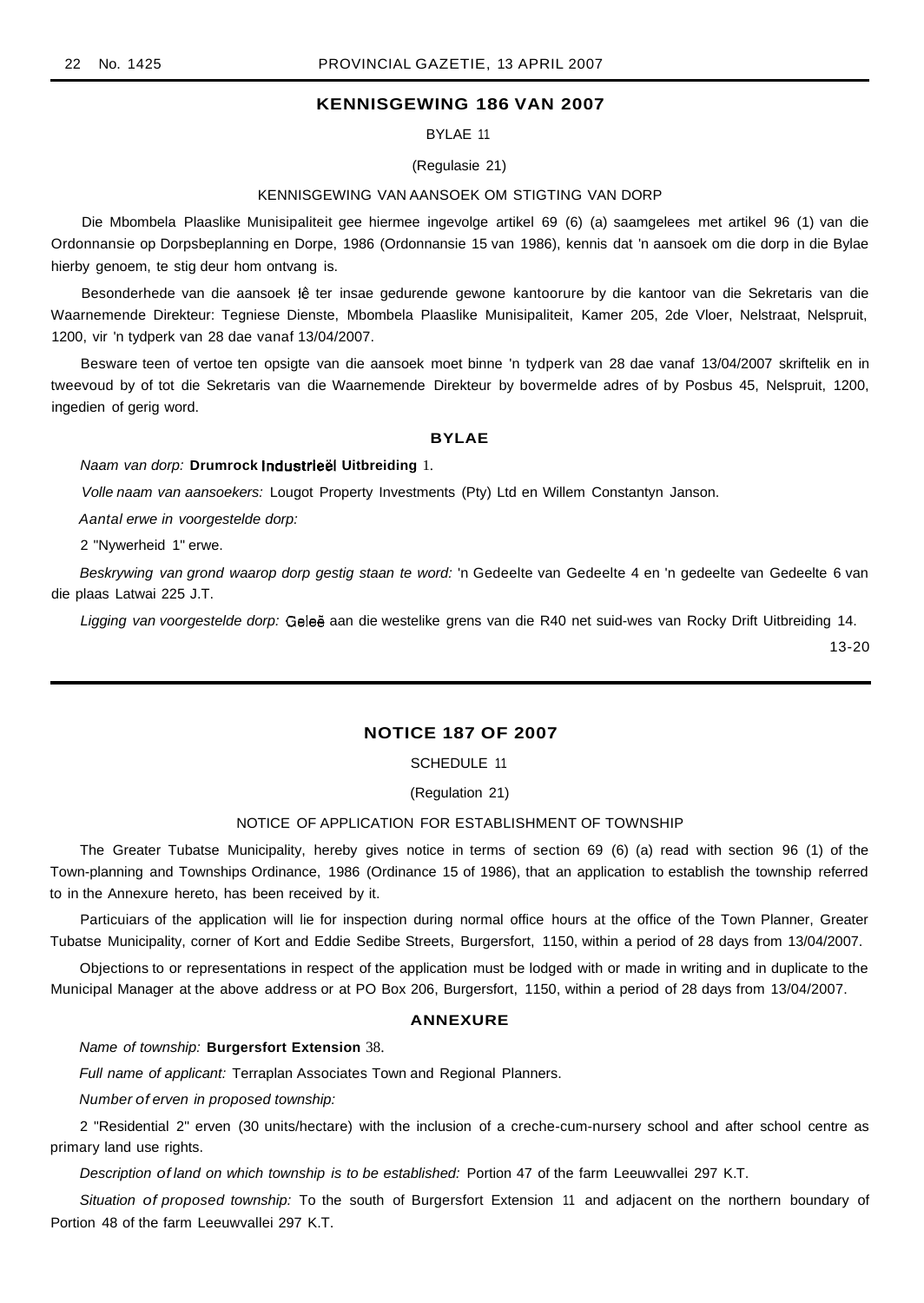## KENNISGEWING 186 VAN 2007

BYLAE 11

(Regulasie 21)

KENNISGEWING VAN AANSOEK OM STIGTING VAN DORP

Die Mbombela Plaaslike Munisipaliteit gee hiermee ingevolge artikel 69 (6) (a) saamgelees met artikel 96 (1) van die Ordonnansie op Dorpsbeplanning en Dorpe, 1986 (Ordonnansie 15 van 1986), kennis dat 'n aansoek om die dorp in die Bylae hierby genoem, te stig deur hom ontvang is.

Besonderhede van die aansoek lê ter insae gedurende gewone kantoorure by die kantoor van die Sekretaris van die Waarnemende Direkteur: Tegniese Dienste, Mbombela Plaaslike Munisipaliteit, Kamer 205, 2de Vloer, Nelstraat, Nelspruit, 1200, vir 'n tydperk van 28 dae vanaf 13/04/2007.

Besware teen of vertoe ten opsigte van die aansoek moet binne 'n tydperk van 28 dae vanaf 13/04/2007 skriftelik en in tweevoud by of tot die Sekretaris van die Waarnemende Direkteur by bovermelde adres of by Posbus 45, Nelspruit, 1200, ingedien of gerig word.

**BYLAE**

*Naam van dorp:* **Drumrock Industrieël Uitbreiding** 1.

*Volle naam van aansoekers:* Lougot Property Investments (Pty) Ltd en Willem Constantyn Janson.

*Aantal erwe in voorgestelde dorp:*

2 "Nywerheid 1" erwe.

*Beskrywing van grond waarop dorp gestig staan te word:* 'n Gedeelte van Gedeelte 4 en 'n gedeelte van Gedeelte 6 van die plaas Latwai 225 J.T.

*Ligging van voorgestelde dorp:* Geleë aan die westelike grens van die R40 net suid-wes van Rocky Drift Uitbreiding 14.

13-20

---

## NOTICE 187 OF 2007

SCHEDULE 11

(Regulation 21)

NOTICE OF APPLICATION FOR ESTABLISHMENT OF TOWNSHIP

The Greater Tubatse Municipality, hereby gives notice in terms of section 69 (6) (a) read with section 96 (1) of the Town-planning and Townships Ordinance, 1986 (Ordinance 15 of 1986), that an application to establish the township referred to in the Annexure hereto, has been received by it.

Particuiars of the application will lie for inspection during normal office hours at the office of the Town Planner, Greater Tubatse Municipality, corner of Kort and Eddie Sedibe Streets, Burgersfort, 1150, within a period of 28 days from 13/04/2007.

Objections to or representations in respect of the application must be lodged with or made in writing and in duplicate to the Municipal Manager at the above address or at PO Box 206, Burgersfort, 1150, within a period of 28 days from 13/04/2007.

**ANNEXURE**

*Name of township:* **Burgersfort Extension** 38.

*Full name of applicant:* Terraplan Associates Town and Regional Planners.

*Number of erven in proposed township:*

2 "Residential 2" erven (30 units/hectare) with the inclusion of a creche-cum-nursery school and after school centre as primary land use rights.

*Description of land on which township is to be established:* Portion 47 of the farm Leeuwvallei 297 K.T.

*Situation of proposed township:* To the south of Burgersfort Extension 11 and adjacent on the northern boundary of Portion 48 of the farm Leeuwvallei 297 K.T.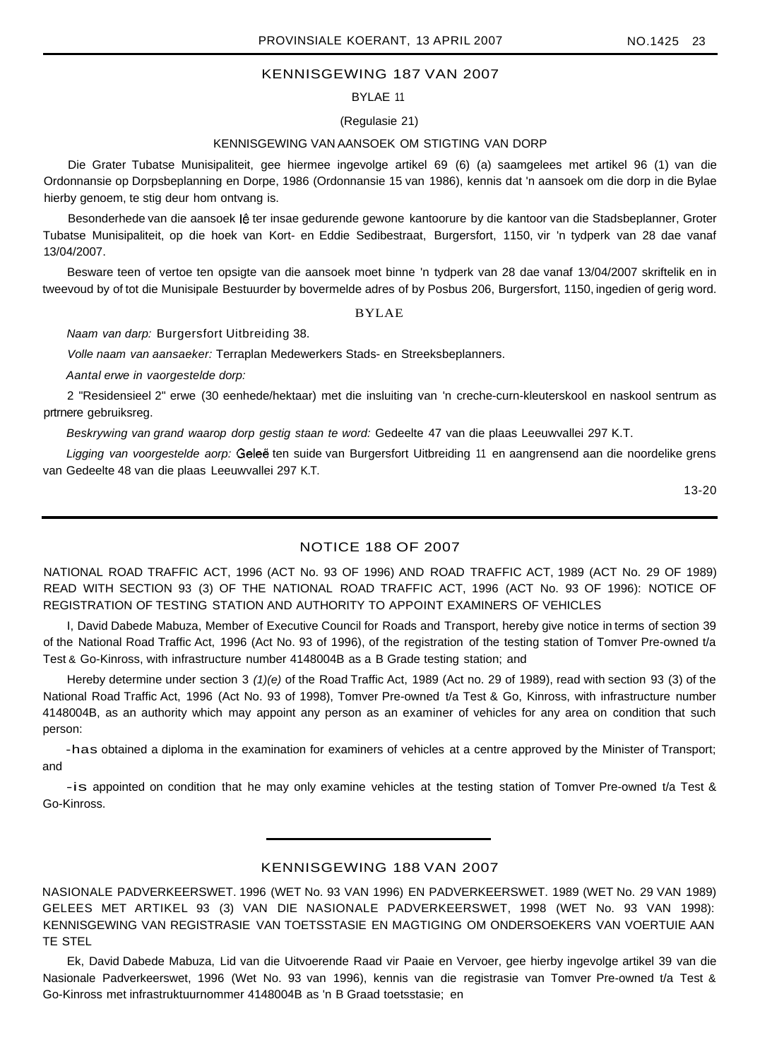## KENNISGEWING 187 VAN 2007

BYLAE 11

(Regulasie 21)

KENNISGEWING VAN AANSOEK OM STIGTING VAN DORP

Die Grater Tubatse Munisipaliteit, gee hiermee ingevolge artikel 69 (6) (a) saamgelees met artikel 96 (1) van die Ordonnansie op Dorpsbeplanning en Dorpe, 1986 (Ordonnansie 15 van 1986), kennis dat 'n aansoek om die dorp in die Bylae hierby genoem, te stig deur hom ontvang is.

Besonderhede van die aansoek lê ter insae gedurende gewone kantoorure by die kantoor van die Stadsbeplanner, Groter Tubatse Munisipaliteit, op die hoek van Kort- en Eddie Sedibestraat, Burgersfort, 1150, vir 'n tydperk van 28 dae vanaf 13/04/2007.

Besware teen of vertoe ten opsigte van die aansoek moet binne 'n tydperk van 28 dae vanaf 13/04/2007 skriftelik en in tweevoud by of tot die Munisipale Bestuurder by bovermelde adres of by Posbus 206, Burgersfort, 1150, ingedien of gerig word.

BYLAE

*Naam van darp:* Burgersfort Uitbreiding 38.

*Volle naam van aansaeker:* Terraplan Medewerkers Stads- en Streeksbeplanners.

*Aantal erwe in vaorgestelde dorp:*

2 "Residensieel 2" erwe (30 eenhede/hektaar) met die insluiting van 'n creche-curn-kleuterskool en naskool sentrum as prtrnere gebruiksreg.

*Beskrywing van grand waarop dorp gestig staan te word:* Gedeelte 47 van die plaas Leeuwvallei 297 K.T.

*Ligging van voorgestelde aorp:* Geleë ten suide van Burgersfort Uitbreiding 11 en aangrensend aan die noordelike grens van Gedeelte 48 van die plaas Leeuwvallei 297 K.T.

13-20

---

## NOTICE 188 OF 2007

NATIONAL ROAD TRAFFIC ACT, 1996 (ACT No. 93 OF 1996) AND ROAD TRAFFIC ACT, 1989 (ACT No. 29 OF 1989) READ WITH SECTION 93 (3) OF THE NATIONAL ROAD TRAFFIC ACT, 1996 (ACT No. 93 OF 1996): NOTICE OF REGISTRATION OF TESTING STATION AND AUTHORITY TO APPOINT EXAMINERS OF VEHICLES

I, David Dabede Mabuza, Member of Executive Council for Roads and Transport, hereby give notice in terms of section 39 of the National Road Traffic Act, 1996 (Act No. 93 of 1996), of the registration of the testing station of Tomver Pre-owned t/a Test & Go-Kinross, with infrastructure number 4148004B as a B Grade testing station; and

Hereby determine under section 3 *(1)(e)* of the Road Traffic Act, 1989 (Act no. 29 of 1989), read with section 93 (3) of the National Road Traffic Act, 1996 (Act No. 93 of 1998), Tomver Pre-owned t/a Test & Go, Kinross, with infrastructure number 4148004B, as an authority which may appoint any person as an examiner of vehicles for any area on condition that such person:

-has obtained a diploma in the examination for examiners of vehicles at a centre approved by the Minister of Transport; and

-is appointed on condition that he may only examine vehicles at the testing station of Tomver Pre-owned t/a Test & Go-Kinross.

---

## KENNISGEWING 188 VAN 2007

NASIONALE PADVERKEERSWET. 1996 (WET No. 93 VAN 1996) EN PADVERKEERSWET. 1989 (WET No. 29 VAN 1989) GELEES MET ARTIKEL 93 (3) VAN DIE NASIONALE PADVERKEERSWET, 1998 (WET No. 93 VAN 1998): KENNISGEWING VAN REGISTRASIE VAN TOETSSTASIE EN MAGTIGING OM ONDERSOEKERS VAN VOERTUIE AAN TE STEL

Ek, David Dabede Mabuza, Lid van die Uitvoerende Raad vir Paaie en Vervoer, gee hierby ingevolge artikel 39 van die Nasionale Padverkeerswet, 1996 (Wet No. 93 van 1996), kennis van die registrasie van Tomver Pre-owned t/a Test & Go-Kinross met infrastruktuurnommer 4148004B as 'n B Graad toetsstasie; en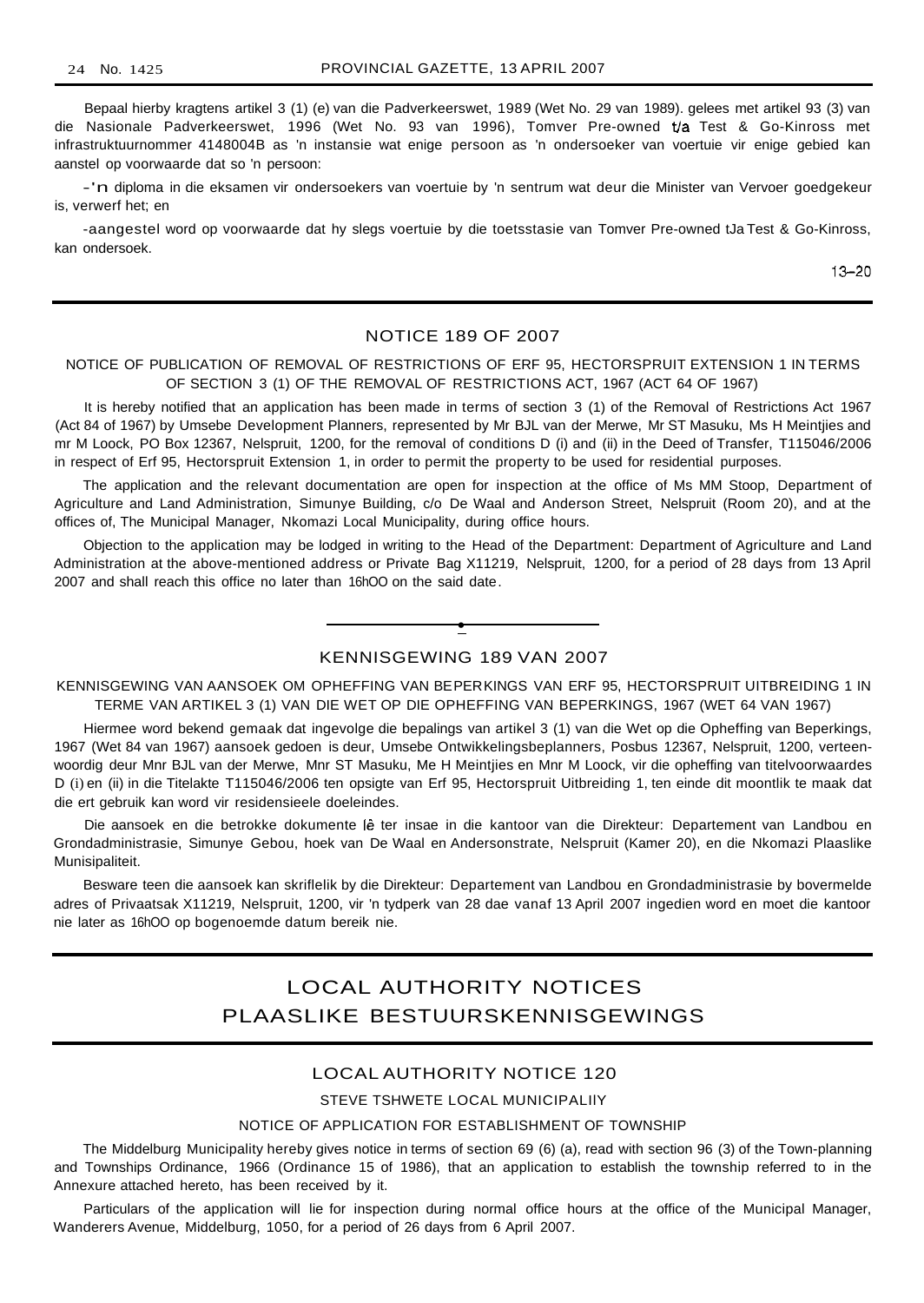Bepaal hierby kragtens artikel 3 (1) (e) van die Padverkeerswet, 1989 (Wet No. 29 van 1989). gelees met artikel 93 (3) van die Nasionale Padverkeerswet, 1996 (Wet No. 93 van 1996), Tomver Pre-owned t/a Test & Go-Kinross met infrastruktuurnommer 4148004B as 'n instansie wat enige persoon as 'n ondersoeker van voertuie vir enige gebied kan aanstel op voorwaarde dat so 'n persoon:

-'n diploma in die eksamen vir ondersoekers van voertuie by 'n sentrum wat deur die Minister van Vervoer goedgekeur is, verwerf het; en

-aangestel word op voorwaarde dat hy slegs voertuie by die toetsstasie van Tomver Pre-owned tJa Test & Go-Kinross, kan ondersoek.

13–20

## NOTICE 189 OF 2007

NOTICE OF PUBLICATION OF REMOVAL OF RESTRICTIONS OF ERF 95, HECTORSPRUIT EXTENSION 1 IN TERMS OF SECTION 3 (1) OF THE REMOVAL OF RESTRICTIONS ACT, 1967 (ACT 64 OF 1967)

It is hereby notified that an application has been made in terms of section 3 (1) of the Removal of Restrictions Act 1967 (Act 84 of 1967) by Umsebe Development Planners, represented by Mr BJL van der Merwe, Mr ST Masuku, Ms H Meintjies and mr M Loock, PO Box 12367, Nelspruit, 1200, for the removal of conditions D (i) and (ii) in the Deed of Transfer, T115046/2006 in respect of Erf 95, Hectorspruit Extension 1, in order to permit the property to be used for residential purposes.

The application and the relevant documentation are open for inspection at the office of Ms MM Stoop, Department of Agriculture and Land Administration, Simunye Building, c/o De Waal and Anderson Street, Nelspruit (Room 20), and at the offices of, The Municipal Manager, Nkomazi Local Municipality, during office hours.

Objection to the application may be lodged in writing to the Head of the Department: Department of Agriculture and Land Administration at the above-mentioned address or Private Bag X11219, Nelspruit, 1200, for a period of 28 days from 13 April 2007 and shall reach this office no later than 16hOO on the said date.

## KENNISGEWING 189 VAN 2007

KENNISGEWING VAN AANSOEK OM OPHEFFING VAN BEPERKINGS VAN ERF 95, HECTORSPRUIT UITBREIDING 1 IN TERME VAN ARTIKEL 3 (1) VAN DIE WET OP DIE OPHEFFING VAN BEPERKINGS, 1967 (WET 64 VAN 1967)

Hiermee word bekend gemaak dat ingevolge die bepalings van artikel 3 (1) van die Wet op die Opheffing van Beperkings, 1967 (Wet 84 van 1967) aansoek gedoen is deur, Umsebe Ontwikkelingsbeplanners, Posbus 12367, Nelspruit, 1200, verteenwoordig deur Mnr BJL van der Merwe, Mnr ST Masuku, Me H Meintjies en Mnr M Loock, vir die opheffing van titelvoorwaardes D (i) en (ii) in die Titelakte T115046/2006 ten opsigte van Erf 95, Hectorspruit Uitbreiding 1, ten einde dit moontlik te maak dat die ert gebruik kan word vir residensieele doeleindes.

Die aansoek en die betrokke dokumente lê ter insae in die kantoor van die Direkteur: Departement van Landbou en Grondadministrasie, Simunye Gebou, hoek van De Waal en Andersonstrate, Nelspruit (Kamer 20), en die Nkomazi Plaaslike Munisipaliteit.

Besware teen die aansoek kan skriflelik by die Direkteur: Departement van Landbou en Grondadministrasie by bovermelde adres of Privaatsak X11219, Nelspruit, 1200, vir 'n tydperk van 28 dae vanaf 13 April 2007 ingedien word en moet die kantoor nie later as 16hOO op bogenoemde datum bereik nie.

# LOCAL AUTHORITY NOTICES
# PLAASLIKE BESTUURSKENNISGEWINGS

## LOCAL AUTHORITY NOTICE 120

STEVE TSHWETE LOCAL MUNICIPALIIY

NOTICE OF APPLICATION FOR ESTABLISHMENT OF TOWNSHIP

The Middelburg Municipality hereby gives notice in terms of section 69 (6) (a), read with section 96 (3) of the Town-planning and Townships Ordinance, 1966 (Ordinance 15 of 1986), that an application to establish the township referred to in the Annexure attached hereto, has been received by it.

Particulars of the application will lie for inspection during normal office hours at the office of the Municipal Manager, Wanderers Avenue, Middelburg, 1050, for a period of 26 days from 6 April 2007.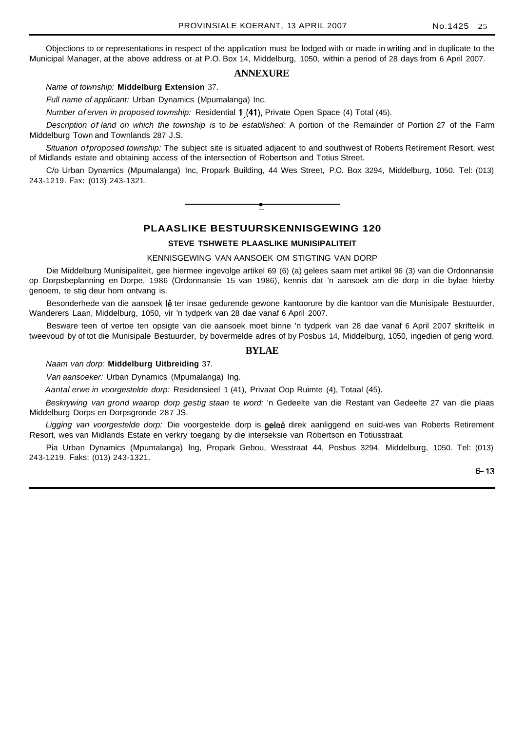Objections to or representations in respect of the application must be lodged with or made in writing and in duplicate to the Municipal Manager, at the above address or at P.O. Box 14, Middelburg, 1050, within a period of 28 days from 6 April 2007.

## ANNEXURE

*Name of township:* **Middelburg Extension** 37.

*Full name of applicant:* Urban Dynamics (Mpumalanga) Inc.

*Number of erven in proposed township:* Residential 1 (41), Private Open Space (4) Total (45).

*Description of land on which the township is to be established:* A portion of the Remainder of Portion 27 of the Farm Middelburg Town and Townlands 287 J.S.

*Situation of proposed township:* The subject site is situated adjacent to and southwest of Roberts Retirement Resort, west of Midlands estate and obtaining access of the intersection of Robertson and Totius Street.

C/o Urban Dynamics (Mpumalanga) Inc, Propark Building, 44 Wes Street, P.O. Box 3294, Middelburg, 1050. Tel: (013) 243-1219. Fax: (013) 243-1321.

---

## PLAASLIKE BESTUURSKENNISGEWING 120

### STEVE TSHWETE PLAASLIKE MUNISIPALITEIT

KENNISGEWING VAN AANSOEK OM STIGTING VAN DORP

Die Middelburg Munisipaliteit, gee hiermee ingevolge artikel 69 (6) (a) gelees saarn met artikel 96 (3) van die Ordonnansie op Dorpsbeplanning en Dorpe, 1986 (Ordonnansie 15 van 1986), kennis dat 'n aansoek am die dorp in die bylae hierby genoem, te stig deur hom ontvang is.

Besonderhede van die aansoek lê ter insae gedurende gewone kantoorure by die kantoor van die Munisipale Bestuurder, Wanderers Laan, Middelburg, 1050, vir 'n tydperk van 28 dae vanaf 6 April 2007.

Besware teen of vertoe ten opsigte van die aansoek moet binne 'n tydperk van 28 dae vanaf 6 April 2007 skriftelik in tweevoud by of tot die Munisipale Bestuurder, by bovermelde adres of by Posbus 14, Middelburg, 1050, ingedien of gerig word.

## BYLAE

*Naam van dorp:* **Middelburg Uitbreiding** 37.

*Van aansoeker:* Urban Dynamics (Mpumalanga) Ing.

*Aantal erwe in voorgestelde dorp:* Residensieel 1 (41), Privaat Oop Ruimte (4), Totaal (45).

*Beskrywing van grond waarop dorp gestig staan te word:* 'n Gedeelte van die Restant van Gedeelte 27 van die plaas Middelburg Dorps en Dorpsgronde 287 JS.

*Ligging van voorgestelde dorp:* Die voorgestelde dorp is geleë direk aanliggend en suid-wes van Roberts Retirement Resort, wes van Midlands Estate en verkry toegang by die interseksie van Robertson en Totiusstraat.

Pia Urban Dynamics (Mpumalanga) lng, Propark Gebou, Wesstraat 44, Posbus 3294, Middelburg, 1050. Tel: (013) 243-1219. Faks: (013) 243-1321.

6–13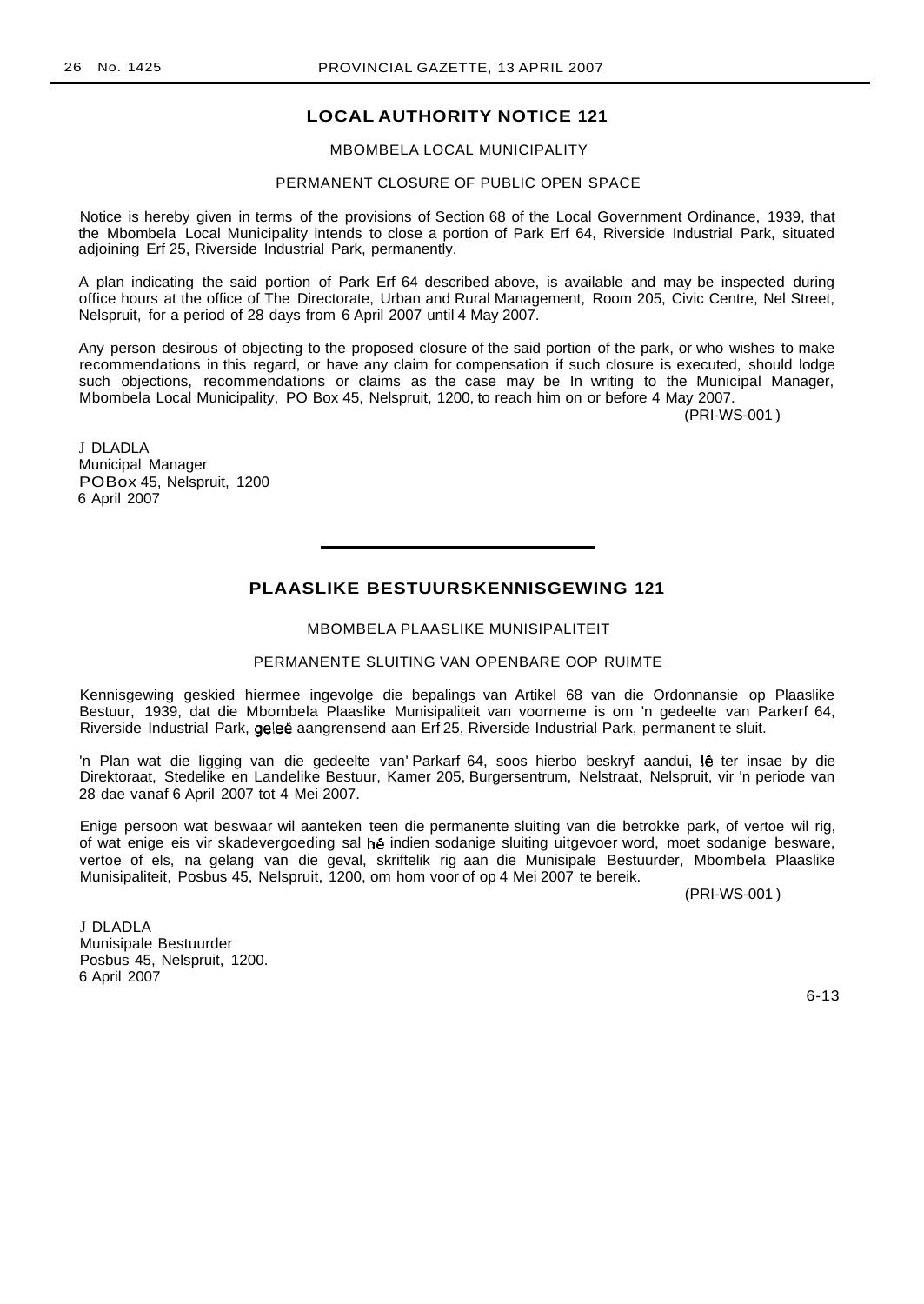## LOCAL AUTHORITY NOTICE 121

MBOMBELA LOCAL MUNICIPALITY

PERMANENT CLOSURE OF PUBLIC OPEN SPACE

Notice is hereby given in terms of the provisions of Section 68 of the Local Government Ordinance, 1939, that the Mbombela Local Municipality intends to close a portion of Park Erf 64, Riverside Industrial Park, situated adjoining Erf 25, Riverside Industrial Park, permanently.

A plan indicating the said portion of Park Erf 64 described above, is available and may be inspected during office hours at the office of The Directorate, Urban and Rural Management, Room 205, Civic Centre, Nel Street, Nelspruit, for a period of 28 days from 6 April 2007 until 4 May 2007.

Any person desirous of objecting to the proposed closure of the said portion of the park, or who wishes to make recommendations in this regard, or have any claim for compensation if such closure is executed, should lodge such objections, recommendations or claims as the case may be In writing to the Municipal Manager, Mbombela Local Municipality, PO Box 45, Nelspruit, 1200, to reach him on or before 4 May 2007.

(PRI-WS-001)

J DLADLA
Municipal Manager
POBox 45, Nelspruit, 1200
6 April 2007

---

## PLAASLIKE BESTUURSKENNISGEWING 121

MBOMBELA PLAASLIKE MUNISIPALITEIT

PERMANENTE SLUITING VAN OPENBARE OOP RUIMTE

Kennisgewing geskied hiermee ingevolge die bepalings van Artikel 68 van die Ordonnansie op Plaaslike Bestuur, 1939, dat die Mbombela Plaaslike Munisipaliteit van voorneme is om 'n gedeelte van Parkerf 64, Riverside Industrial Park, geleë aangrensend aan Erf 25, Riverside Industrial Park, permanent te sluit.

'n Plan wat die ligging van die gedeelte van' Parkarf 64, soos hierbo beskryf aandui, lê ter insae by die Direktoraat, Stedelike en Landelike Bestuur, Kamer 205, Burgersentrum, Nelstraat, Nelspruit, vir 'n periode van 28 dae vanaf 6 April 2007 tot 4 Mei 2007.

Enige persoon wat beswaar wil aanteken teen die permanente sluiting van die betrokke park, of vertoe wil rig, of wat enige eis vir skadevergoeding sal hê indien sodanige sluiting uitgevoer word, moet sodanige besware, vertoe of els, na gelang van die geval, skriftelik rig aan die Munisipale Bestuurder, Mbombela Plaaslike Munisipaliteit, Posbus 45, Nelspruit, 1200, om hom voor of op 4 Mei 2007 te bereik.

(PRI-WS-001)

J DLADLA
Munisipale Bestuurder
Posbus 45, Nelspruit, 1200.
6 April 2007

6-13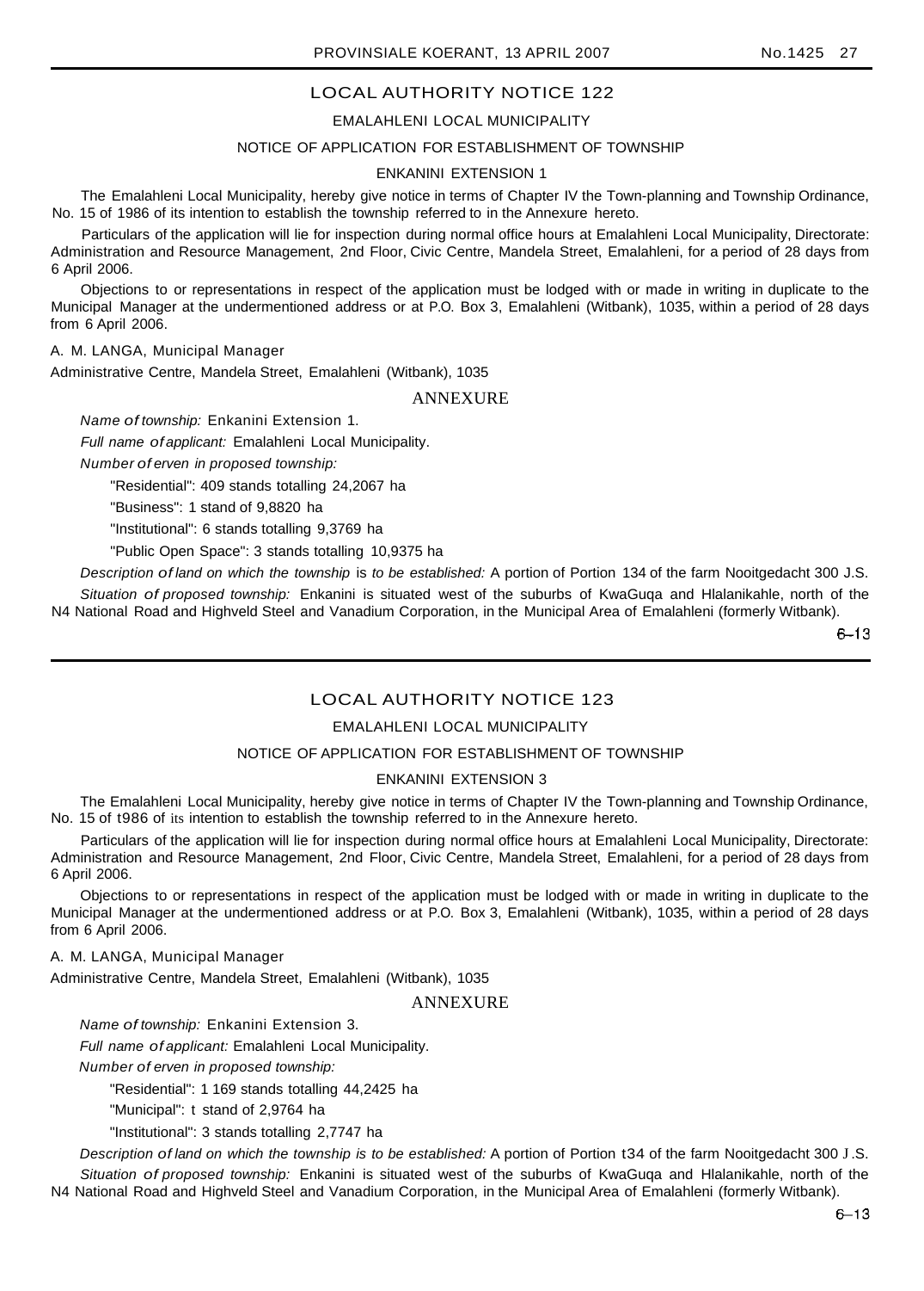## LOCAL AUTHORITY NOTICE 122

EMALAHLENI LOCAL MUNICIPALITY

NOTICE OF APPLICATION FOR ESTABLISHMENT OF TOWNSHIP

ENKANINI EXTENSION 1

The Emalahleni Local Municipality, hereby give notice in terms of Chapter IV the Town-planning and Township Ordinance, No. 15 of 1986 of its intention to establish the township referred to in the Annexure hereto.

Particulars of the application will lie for inspection during normal office hours at Emalahleni Local Municipality, Directorate: Administration and Resource Management, 2nd Floor, Civic Centre, Mandela Street, Emalahleni, for a period of 28 days from 6 April 2006.

Objections to or representations in respect of the application must be lodged with or made in writing in duplicate to the Municipal Manager at the undermentioned address or at P.O. Box 3, Emalahleni (Witbank), 1035, within a period of 28 days from 6 April 2006.

A. M. LANGA, Municipal Manager

Administrative Centre, Mandela Street, Emalahleni (Witbank), 1035

ANNEXURE

*Name of township:* Enkanini Extension 1.

*Full name of applicant:* Emalahleni Local Municipality.

*Number of erven in proposed township:*

"Residential": 409 stands totalling 24,2067 ha

"Business": 1 stand of 9,8820 ha

"Institutional": 6 stands totalling 9,3769 ha

"Public Open Space": 3 stands totalling 10,9375 ha

*Description of land on which the township is to be established:* A portion of Portion 134 of the farm Nooitgedacht 300 J.S.

*Situation of proposed township:* Enkanini is situated west of the suburbs of KwaGuqa and Hlalanikahle, north of the N4 National Road and Highveld Steel and Vanadium Corporation, in the Municipal Area of Emalahleni (formerly Witbank).

6–13

## LOCAL AUTHORITY NOTICE 123

EMALAHLENI LOCAL MUNICIPALITY

NOTICE OF APPLICATION FOR ESTABLISHMENT OF TOWNSHIP

ENKANINI EXTENSION 3

The Emalahleni Local Municipality, hereby give notice in terms of Chapter IV the Town-planning and Township Ordinance, No. 15 of t986 of its intention to establish the township referred to in the Annexure hereto.

Particulars of the application will lie for inspection during normal office hours at Emalahleni Local Municipality, Directorate: Administration and Resource Management, 2nd Floor, Civic Centre, Mandela Street, Emalahleni, for a period of 28 days from 6 April 2006.

Objections to or representations in respect of the application must be lodged with or made in writing in duplicate to the Municipal Manager at the undermentioned address or at P.O. Box 3, Emalahleni (Witbank), 1035, within a period of 28 days from 6 April 2006.

A. M. LANGA, Municipal Manager

Administrative Centre, Mandela Street, Emalahleni (Witbank), 1035

ANNEXURE

*Name of township:* Enkanini Extension 3.

*Full name of applicant:* Emalahleni Local Municipality.

*Number of erven in proposed township:*

"Residential": 1 169 stands totalling 44,2425 ha

"Municipal": t stand of 2,9764 ha

"Institutional": 3 stands totalling 2,7747 ha

*Description of land on which the township is to be established:* A portion of Portion t34 of the farm Nooitgedacht 300 J.S.

*Situation of proposed township:* Enkanini is situated west of the suburbs of KwaGuqa and Hlalanikahle, north of the N4 National Road and Highveld Steel and Vanadium Corporation, in the Municipal Area of Emalahleni (formerly Witbank).

6–13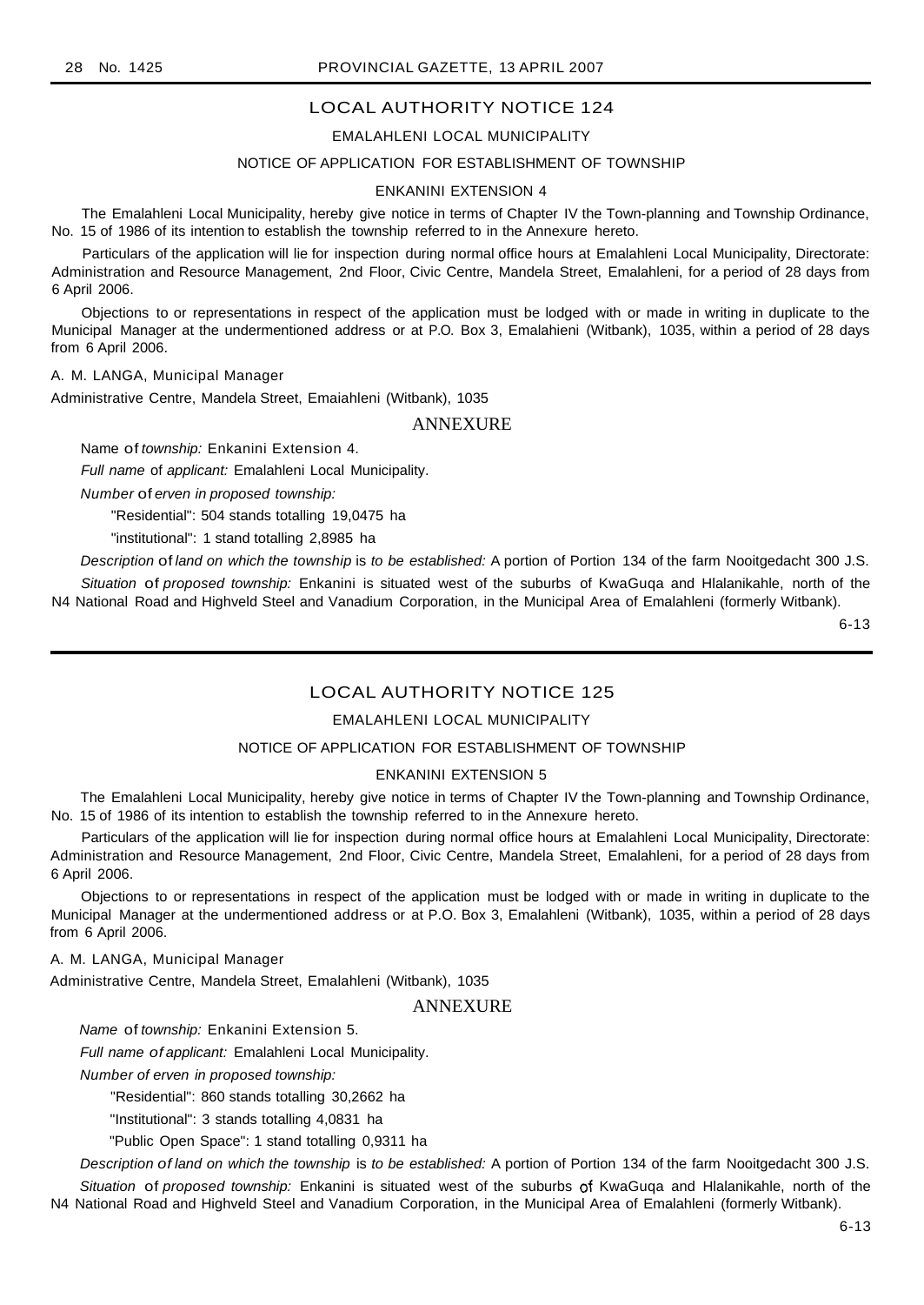## LOCAL AUTHORITY NOTICE 124

### EMALAHLENI LOCAL MUNICIPALITY

### NOTICE OF APPLICATION FOR ESTABLISHMENT OF TOWNSHIP

### ENKANINI EXTENSION 4

The Emalahleni Local Municipality, hereby give notice in terms of Chapter IV the Town-planning and Township Ordinance, No. 15 of 1986 of its intention to establish the township referred to in the Annexure hereto.

Particulars of the application will lie for inspection during normal office hours at Emalahleni Local Municipality, Directorate: Administration and Resource Management, 2nd Floor, Civic Centre, Mandela Street, Emalahleni, for a period of 28 days from 6 April 2006.

Objections to or representations in respect of the application must be lodged with or made in writing in duplicate to the Municipal Manager at the undermentioned address or at P.O. Box 3, Emalahieni (Witbank), 1035, within a period of 28 days from 6 April 2006.

A. M. LANGA, Municipal Manager

Administrative Centre, Mandela Street, Emaiahleni (Witbank), 1035

### ANNEXURE

Name of *township:* Enkanini Extension 4.

*Full name* of *applicant:* Emalahleni Local Municipality.

*Number* of *erven in proposed township:*

"Residential": 504 stands totalling 19,0475 ha

"institutional": 1 stand totalling 2,8985 ha

*Description* of *land on which the township* is *to be established:* A portion of Portion 134 of the farm Nooitgedacht 300 J.S.

*Situation* of *proposed township:* Enkanini is situated west of the suburbs of KwaGuqa and Hlalanikahle, north of the N4 National Road and Highveld Steel and Vanadium Corporation, in the Municipal Area of Emalahleni (formerly Witbank).

6-13

## LOCAL AUTHORITY NOTICE 125

### EMALAHLENI LOCAL MUNICIPALITY

### NOTICE OF APPLICATION FOR ESTABLISHMENT OF TOWNSHIP

### ENKANINI EXTENSION 5

The Emalahleni Local Municipality, hereby give notice in terms of Chapter IV the Town-planning and Township Ordinance, No. 15 of 1986 of its intention to establish the township referred to in the Annexure hereto.

Particulars of the application will lie for inspection during normal office hours at Emalahleni Local Municipality, Directorate: Administration and Resource Management, 2nd Floor, Civic Centre, Mandela Street, Emalahleni, for a period of 28 days from 6 April 2006.

Objections to or representations in respect of the application must be lodged with or made in writing in duplicate to the Municipal Manager at the undermentioned address or at P.O. Box 3, Emalahleni (Witbank), 1035, within a period of 28 days from 6 April 2006.

A. M. LANGA, Municipal Manager

Administrative Centre, Mandela Street, Emalahleni (Witbank), 1035

### ANNEXURE

*Name* of *township:* Enkanini Extension 5.

*Full name of applicant:* Emalahleni Local Municipality.

*Number of erven in proposed township:*

"Residential": 860 stands totalling 30,2662 ha

"Institutional": 3 stands totalling 4,0831 ha

"Public Open Space": 1 stand totalling 0,9311 ha

*Description of land on which the township* is *to be established:* A portion of Portion 134 of the farm Nooitgedacht 300 J.S.

*Situation* of *proposed township:* Enkanini is situated west of the suburbs of KwaGuqa and Hlalanikahle, north of the N4 National Road and Highveld Steel and Vanadium Corporation, in the Municipal Area of Emalahleni (formerly Witbank).

6-13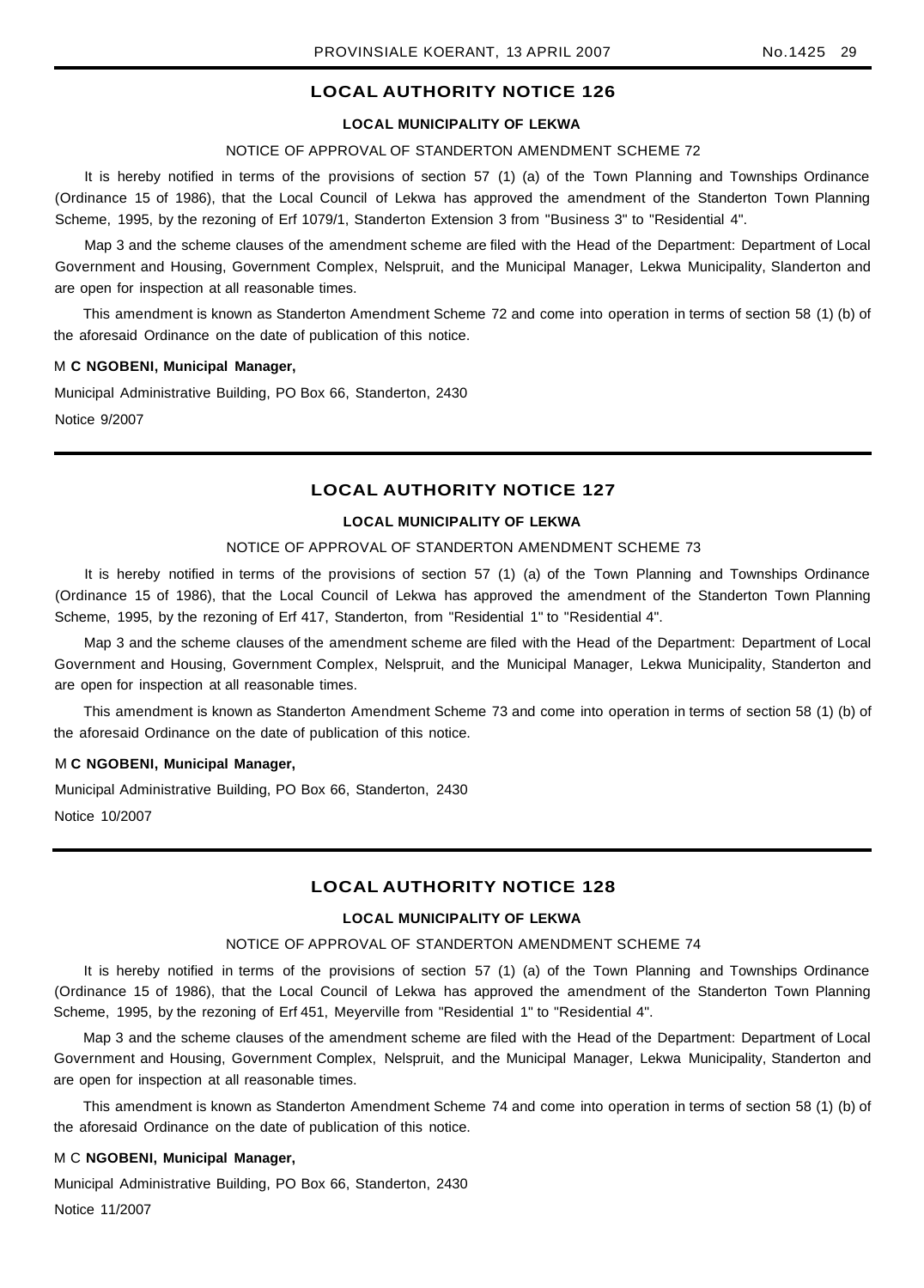## LOCAL AUTHORITY NOTICE 126

### LOCAL MUNICIPALITY OF LEKWA

NOTICE OF APPROVAL OF STANDERTON AMENDMENT SCHEME 72

It is hereby notified in terms of the provisions of section 57 (1) (a) of the Town Planning and Townships Ordinance (Ordinance 15 of 1986), that the Local Council of Lekwa has approved the amendment of the Standerton Town Planning Scheme, 1995, by the rezoning of Erf 1079/1, Standerton Extension 3 from "Business 3" to "Residential 4".

Map 3 and the scheme clauses of the amendment scheme are filed with the Head of the Department: Department of Local Government and Housing, Government Complex, Nelspruit, and the Municipal Manager, Lekwa Municipality, Slanderton and are open for inspection at all reasonable times.

This amendment is known as Standerton Amendment Scheme 72 and come into operation in terms of section 58 (1) (b) of the aforesaid Ordinance on the date of publication of this notice.

M **C NGOBENI, Municipal Manager,**

Municipal Administrative Building, PO Box 66, Standerton, 2430

Notice 9/2007

---

## LOCAL AUTHORITY NOTICE 127

### LOCAL MUNICIPALITY OF LEKWA

NOTICE OF APPROVAL OF STANDERTON AMENDMENT SCHEME 73

It is hereby notified in terms of the provisions of section 57 (1) (a) of the Town Planning and Townships Ordinance (Ordinance 15 of 1986), that the Local Council of Lekwa has approved the amendment of the Standerton Town Planning Scheme, 1995, by the rezoning of Erf 417, Standerton, from "Residential 1" to "Residential 4".

Map 3 and the scheme clauses of the amendment scheme are filed with the Head of the Department: Department of Local Government and Housing, Government Complex, Nelspruit, and the Municipal Manager, Lekwa Municipality, Standerton and are open for inspection at all reasonable times.

This amendment is known as Standerton Amendment Scheme 73 and come into operation in terms of section 58 (1) (b) of the aforesaid Ordinance on the date of publication of this notice.

M **C NGOBENI, Municipal Manager,**

Municipal Administrative Building, PO Box 66, Standerton, 2430

Notice 10/2007

---

## LOCAL AUTHORITY NOTICE 128

### LOCAL MUNICIPALITY OF LEKWA

NOTICE OF APPROVAL OF STANDERTON AMENDMENT SCHEME 74

It is hereby notified in terms of the provisions of section 57 (1) (a) of the Town Planning and Townships Ordinance (Ordinance 15 of 1986), that the Local Council of Lekwa has approved the amendment of the Standerton Town Planning Scheme, 1995, by the rezoning of Erf 451, Meyerville from "Residential 1" to "Residential 4".

Map 3 and the scheme clauses of the amendment scheme are filed with the Head of the Department: Department of Local Government and Housing, Government Complex, Nelspruit, and the Municipal Manager, Lekwa Municipality, Standerton and are open for inspection at all reasonable times.

This amendment is known as Standerton Amendment Scheme 74 and come into operation in terms of section 58 (1) (b) of the aforesaid Ordinance on the date of publication of this notice.

M C **NGOBENI, Municipal Manager,**

Municipal Administrative Building, PO Box 66, Standerton, 2430

Notice 11/2007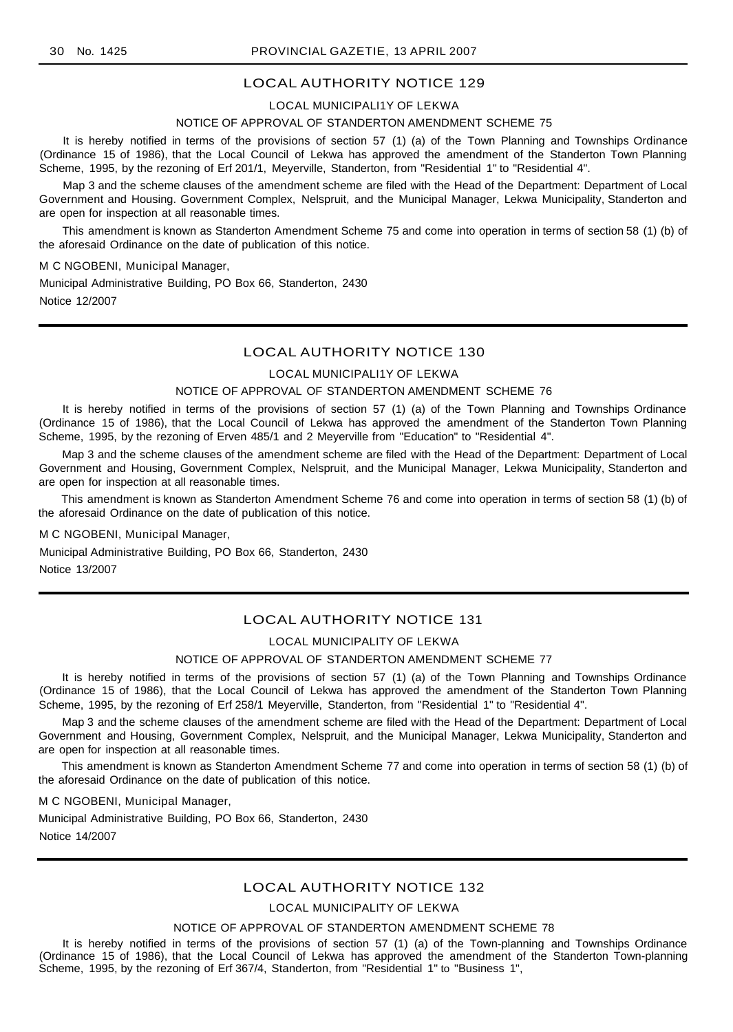## LOCAL AUTHORITY NOTICE 129

LOCAL MUNICIPALI1Y OF LEKWA

NOTICE OF APPROVAL OF STANDERTON AMENDMENT SCHEME 75

It is hereby notified in terms of the provisions of section 57 (1) (a) of the Town Planning and Townships Ordinance (Ordinance 15 of 1986), that the Local Council of Lekwa has approved the amendment of the Standerton Town Planning Scheme, 1995, by the rezoning of Erf 201/1, Meyerville, Standerton, from "Residential 1" to "Residential 4".

Map 3 and the scheme clauses of the amendment scheme are filed with the Head of the Department: Department of Local Government and Housing. Government Complex, Nelspruit, and the Municipal Manager, Lekwa Municipality, Standerton and are open for inspection at all reasonable times.

This amendment is known as Standerton Amendment Scheme 75 and come into operation in terms of section 58 (1) (b) of the aforesaid Ordinance on the date of publication of this notice.

M C NGOBENI, Municipal Manager,

Municipal Administrative Building, PO Box 66, Standerton, 2430

Notice 12/2007

---

## LOCAL AUTHORITY NOTICE 130

LOCAL MUNICIPALI1Y OF LEKWA

NOTICE OF APPROVAL OF STANDERTON AMENDMENT SCHEME 76

It is hereby notified in terms of the provisions of section 57 (1) (a) of the Town Planning and Townships Ordinance (Ordinance 15 of 1986), that the Local Council of Lekwa has approved the amendment of the Standerton Town Planning Scheme, 1995, by the rezoning of Erven 485/1 and 2 Meyerville from "Education" to "Residential 4".

Map 3 and the scheme clauses of the amendment scheme are filed with the Head of the Department: Department of Local Government and Housing, Government Complex, Nelspruit, and the Municipal Manager, Lekwa Municipality, Standerton and are open for inspection at all reasonable times.

This amendment is known as Standerton Amendment Scheme 76 and come into operation in terms of section 58 (1) (b) of the aforesaid Ordinance on the date of publication of this notice.

M C NGOBENI, Municipal Manager,

Municipal Administrative Building, PO Box 66, Standerton, 2430

Notice 13/2007

---

## LOCAL AUTHORITY NOTICE 131

LOCAL MUNICIPALITY OF LEKWA

NOTICE OF APPROVAL OF STANDERTON AMENDMENT SCHEME 77

It is hereby notified in terms of the provisions of section 57 (1) (a) of the Town Planning and Townships Ordinance (Ordinance 15 of 1986), that the Local Council of Lekwa has approved the amendment of the Standerton Town Planning Scheme, 1995, by the rezoning of Erf 258/1 Meyerville, Standerton, from "Residential 1" to "Residential 4".

Map 3 and the scheme clauses of the amendment scheme are filed with the Head of the Department: Department of Local Government and Housing, Government Complex, Nelspruit, and the Municipal Manager, Lekwa Municipality, Standerton and are open for inspection at all reasonable times.

This amendment is known as Standerton Amendment Scheme 77 and come into operation in terms of section 58 (1) (b) of the aforesaid Ordinance on the date of publication of this notice.

M C NGOBENI, Municipal Manager,

Municipal Administrative Building, PO Box 66, Standerton, 2430

Notice 14/2007

---

## LOCAL AUTHORITY NOTICE 132

LOCAL MUNICIPALITY OF LEKWA

NOTICE OF APPROVAL OF STANDERTON AMENDMENT SCHEME 78

It is hereby notified in terms of the provisions of section 57 (1) (a) of the Town-planning and Townships Ordinance (Ordinance 15 of 1986), that the Local Council of Lekwa has approved the amendment of the Standerton Town-planning Scheme, 1995, by the rezoning of Erf 367/4, Standerton, from "Residential 1" to "Business 1",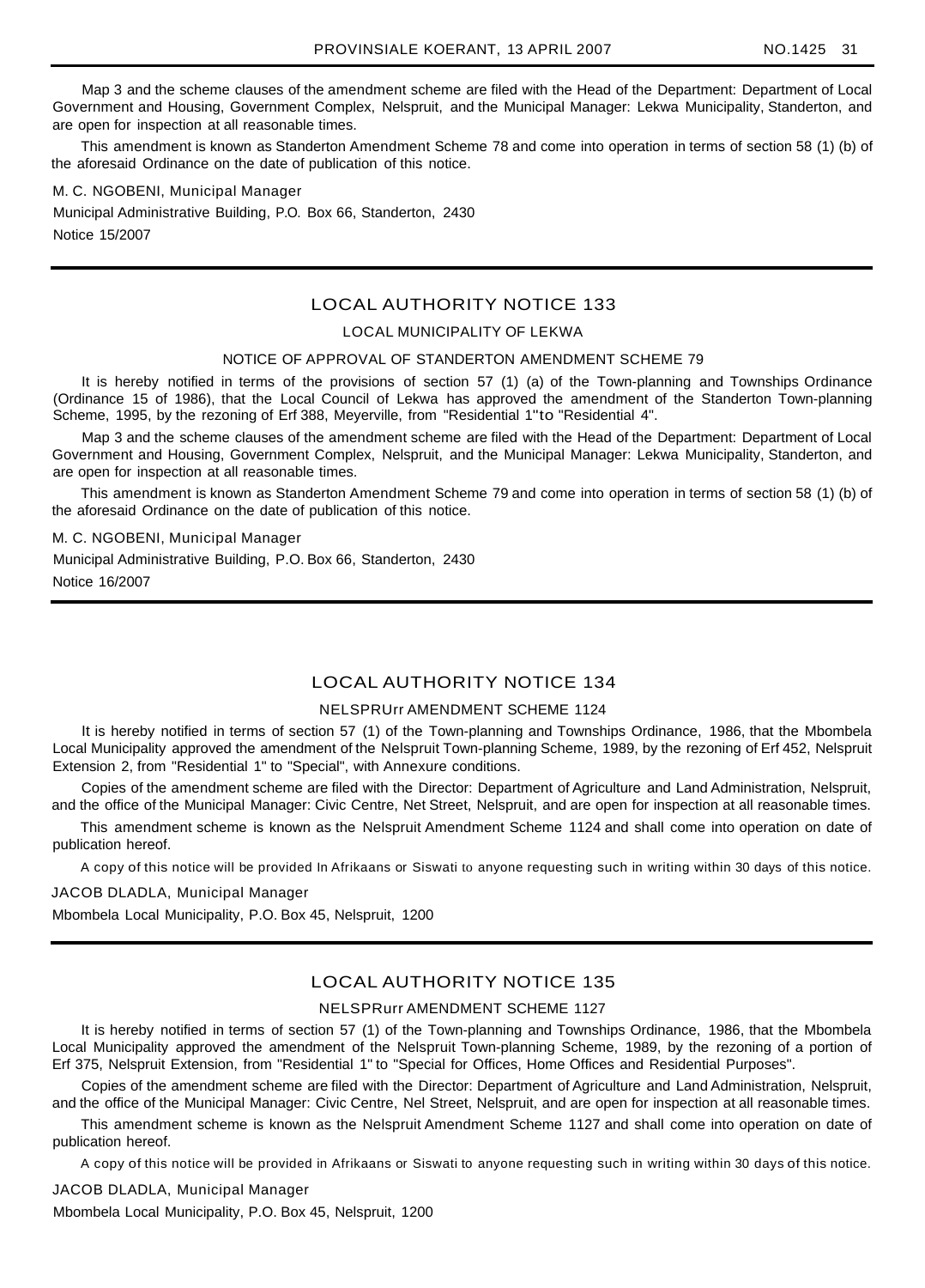Map 3 and the scheme clauses of the amendment scheme are filed with the Head of the Department: Department of Local Government and Housing, Government Complex, Nelspruit, and the Municipal Manager: Lekwa Municipality, Standerton, and are open for inspection at all reasonable times.

This amendment is known as Standerton Amendment Scheme 78 and come into operation in terms of section 58 (1) (b) of the aforesaid Ordinance on the date of publication of this notice.

M. C. NGOBENI, Municipal Manager

Municipal Administrative Building, P.O. Box 66, Standerton, 2430

Notice 15/2007

---

## LOCAL AUTHORITY NOTICE 133

LOCAL MUNICIPALITY OF LEKWA

NOTICE OF APPROVAL OF STANDERTON AMENDMENT SCHEME 79

It is hereby notified in terms of the provisions of section 57 (1) (a) of the Town-planning and Townships Ordinance (Ordinance 15 of 1986), that the Local Council of Lekwa has approved the amendment of the Standerton Town-planning Scheme, 1995, by the rezoning of Erf 388, Meyerville, from "Residential 1"to "Residential 4".

Map 3 and the scheme clauses of the amendment scheme are filed with the Head of the Department: Department of Local Government and Housing, Government Complex, Nelspruit, and the Municipal Manager: Lekwa Municipality, Standerton, and are open for inspection at all reasonable times.

This amendment is known as Standerton Amendment Scheme 79 and come into operation in terms of section 58 (1) (b) of the aforesaid Ordinance on the date of publication of this notice.

M. C. NGOBENI, Municipal Manager

Municipal Administrative Building, P.O. Box 66, Standerton, 2430

Notice 16/2007

---

## LOCAL AUTHORITY NOTICE 134

NELSPRUrr AMENDMENT SCHEME 1124

It is hereby notified in terms of section 57 (1) of the Town-planning and Townships Ordinance, 1986, that the Mbombela Local Municipality approved the amendment of the Nelspruit Town-planning Scheme, 1989, by the rezoning of Erf 452, Nelspruit Extension 2, from "Residential 1" to "Special", with Annexure conditions.

Copies of the amendment scheme are filed with the Director: Department of Agriculture and Land Administration, Nelspruit, and the office of the Municipal Manager: Civic Centre, Net Street, Nelspruit, and are open for inspection at all reasonable times.

This amendment scheme is known as the Nelspruit Amendment Scheme 1124 and shall come into operation on date of publication hereof.

A copy of this notice will be provided In Afrikaans or Siswati to anyone requesting such in writing within 30 days of this notice.

JACOB DLADLA, Municipal Manager

Mbombela Local Municipality, P.O. Box 45, Nelspruit, 1200

---

## LOCAL AUTHORITY NOTICE 135

NELSPRurr AMENDMENT SCHEME 1127

It is hereby notified in terms of section 57 (1) of the Town-planning and Townships Ordinance, 1986, that the Mbombela Local Municipality approved the amendment of the Nelspruit Town-planning Scheme, 1989, by the rezoning of a portion of Erf 375, Nelspruit Extension, from "Residential 1" to "Special for Offices, Home Offices and Residential Purposes".

Copies of the amendment scheme are filed with the Director: Department of Agriculture and Land Administration, Nelspruit, and the office of the Municipal Manager: Civic Centre, Nel Street, Nelspruit, and are open for inspection at all reasonable times.

This amendment scheme is known as the Nelspruit Amendment Scheme 1127 and shall come into operation on date of publication hereof.

A copy of this notice will be provided in Afrikaans or Siswati to anyone requesting such in writing within 30 days of this notice.

JACOB DLADLA, Municipal Manager

Mbombela Local Municipality, P.O. Box 45, Nelspruit, 1200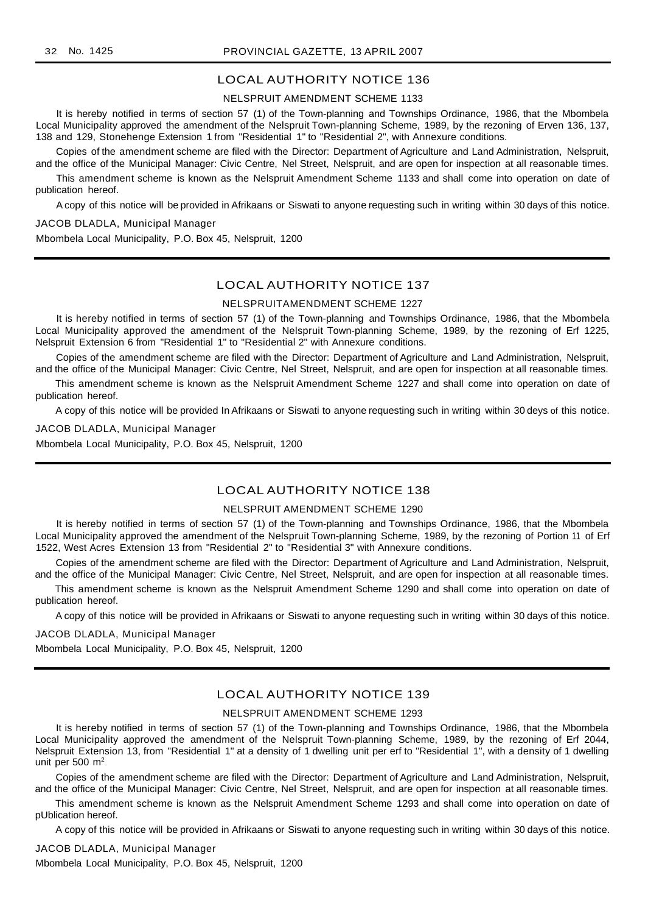## LOCAL AUTHORITY NOTICE 136

### NELSPRUIT AMENDMENT SCHEME 1133

It is hereby notified in terms of section 57 (1) of the Town-planning and Townships Ordinance, 1986, that the Mbombela Local Municipality approved the amendment of the Nelspruit Town-planning Scheme, 1989, by the rezoning of Erven 136, 137, 138 and 129, Stonehenge Extension 1 from "Residential 1" to "Residential 2", with Annexure conditions.

Copies of the amendment scheme are filed with the Director: Department of Agriculture and Land Administration, Nelspruit, and the office of the Municipal Manager: Civic Centre, Nel Street, Nelspruit, and are open for inspection at all reasonable times.

This amendment scheme is known as the Nelspruit Amendment Scheme 1133 and shall come into operation on date of publication hereof.

A copy of this notice will be provided in Afrikaans or Siswati to anyone requesting such in writing within 30 days of this notice.

JACOB DLADLA, Municipal Manager

Mbombela Local Municipality, P.O. Box 45, Nelspruit, 1200

---

## LOCAL AUTHORITY NOTICE 137

### NELSPRUITAMENDMENT SCHEME 1227

It is hereby notified in terms of section 57 (1) of the Town-planning and Townships Ordinance, 1986, that the Mbombela Local Municipality approved the amendment of the Nelspruit Town-planning Scheme, 1989, by the rezoning of Erf 1225, Nelspruit Extension 6 from "Residential 1" to "Residential 2" with Annexure conditions.

Copies of the amendment scheme are filed with the Director: Department of Agriculture and Land Administration, Nelspruit, and the office of the Municipal Manager: Civic Centre, Nel Street, Nelspruit, and are open for inspection at all reasonable times.

This amendment scheme is known as the Nelspruit Amendment Scheme 1227 and shall come into operation on date of publication hereof.

A copy of this notice will be provided In Afrikaans or Siswati to anyone requesting such in writing within 30 deys of this notice.

JACOB DLADLA, Municipal Manager

Mbombela Local Municipality, P.O. Box 45, Nelspruit, 1200

---

## LOCAL AUTHORITY NOTICE 138

### NELSPRUIT AMENDMENT SCHEME 1290

It is hereby notified in terms of section 57 (1) of the Town-planning and Townships Ordinance, 1986, that the Mbombela Local Municipality approved the amendment of the Nelspruit Town-planning Scheme, 1989, by the rezoning of Portion 11 of Erf 1522, West Acres Extension 13 from "Residential 2" to "Residential 3" with Annexure conditions.

Copies of the amendment scheme are filed with the Director: Department of Agriculture and Land Administration, Nelspruit, and the office of the Municipal Manager: Civic Centre, Nel Street, Nelspruit, and are open for inspection at all reasonable times.

This amendment scheme is known as the Nelspruit Amendment Scheme 1290 and shall come into operation on date of publication hereof.

A copy of this notice will be provided in Afrikaans or Siswati to anyone requesting such in writing within 30 days of this notice.

JACOB DLADLA, Municipal Manager

Mbombela Local Municipality, P.O. Box 45, Nelspruit, 1200

---

## LOCAL AUTHORITY NOTICE 139

### NELSPRUIT AMENDMENT SCHEME 1293

It is hereby notified in terms of section 57 (1) of the Town-planning and Townships Ordinance, 1986, that the Mbombela Local Municipality approved the amendment of the Nelspruit Town-planning Scheme, 1989, by the rezoning of Erf 2044, Nelspruit Extension 13, from "Residential 1" at a density of 1 dwelling unit per erf to "Residential 1", with a density of 1 dwelling unit per 500 $m^2$.

Copies of the amendment scheme are filed with the Director: Department of Agriculture and Land Administration, Nelspruit, and the office of the Municipal Manager: Civic Centre, Nel Street, Nelspruit, and are open for inspection at all reasonable times.

This amendment scheme is known as the Nelspruit Amendment Scheme 1293 and shall come into operation on date of pUblication hereof.

A copy of this notice will be provided in Afrikaans or Siswati to anyone requesting such in writing within 30 days of this notice.

JACOB DLADLA, Municipal Manager

Mbombela Local Municipality, P.O. Box 45, Nelspruit, 1200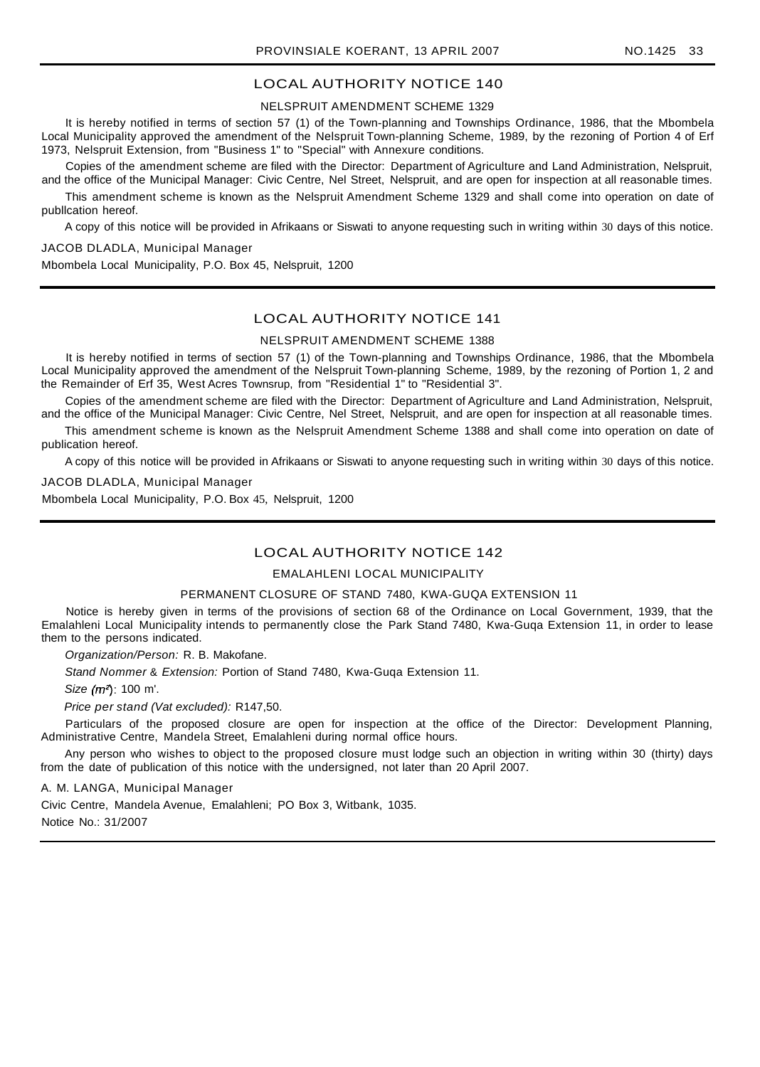## LOCAL AUTHORITY NOTICE 140

### NELSPRUIT AMENDMENT SCHEME 1329

It is hereby notified in terms of section 57 (1) of the Town-planning and Townships Ordinance, 1986, that the Mbombela Local Municipality approved the amendment of the Nelspruit Town-planning Scheme, 1989, by the rezoning of Portion 4 of Erf 1973, Nelspruit Extension, from "Business 1" to "Special" with Annexure conditions.

Copies of the amendment scheme are filed with the Director: Department of Agriculture and Land Administration, Nelspruit, and the office of the Municipal Manager: Civic Centre, Nel Street, Nelspruit, and are open for inspection at all reasonable times.

This amendment scheme is known as the Nelspruit Amendment Scheme 1329 and shall come into operation on date of publlcation hereof.

A copy of this notice will be provided in Afrikaans or Siswati to anyone requesting such in writing within 30 days of this notice.

JACOB DLADLA, Municipal Manager

Mbombela Local Municipality, P.O. Box 45, Nelspruit, 1200

## LOCAL AUTHORITY NOTICE 141

### NELSPRUIT AMENDMENT SCHEME 1388

It is hereby notified in terms of section 57 (1) of the Town-planning and Townships Ordinance, 1986, that the Mbombela Local Municipality approved the amendment of the Nelspruit Town-planning Scheme, 1989, by the rezoning of Portion 1, 2 and the Remainder of Erf 35, West Acres Townsrup, from "Residential 1" to "Residential 3".

Copies of the amendment scheme are filed with the Director: Department of Agriculture and Land Administration, Nelspruit, and the office of the Municipal Manager: Civic Centre, Nel Street, Nelspruit, and are open for inspection at all reasonable times.

This amendment scheme is known as the Nelspruit Amendment Scheme 1388 and shall come into operation on date of publication hereof.

A copy of this notice will be provided in Afrikaans or Siswati to anyone requesting such in writing within 30 days of this notice.

JACOB DLADLA, Municipal Manager

Mbombela Local Municipality, P.O. Box 45, Nelspruit, 1200

## LOCAL AUTHORITY NOTICE 142

### EMALAHLENI LOCAL MUNICIPALITY

### PERMANENT CLOSURE OF STAND 7480, KWA-GUQA EXTENSION 11

Notice is hereby given in terms of the provisions of section 68 of the Ordinance on Local Government, 1939, that the Emalahleni Local Municipality intends to permanently close the Park Stand 7480, Kwa-Guqa Extension 11, in order to lease them to the persons indicated.

*Organization/Person:* R. B. Makofane.

*Stand Nommer & Extension:* Portion of Stand 7480, Kwa-Guqa Extension 11.

*Size ($m^2$):* 100 m'.

*Price per stand (Vat excluded):* R147,50.

Particulars of the proposed closure are open for inspection at the office of the Director: Development Planning, Administrative Centre, Mandela Street, Emalahleni during normal office hours.

Any person who wishes to object to the proposed closure must lodge such an objection in writing within 30 (thirty) days from the date of publication of this notice with the undersigned, not later than 20 April 2007.

A. M. LANGA, Municipal Manager

Civic Centre, Mandela Avenue, Emalahleni; PO Box 3, Witbank, 1035.

Notice No.: 31/2007